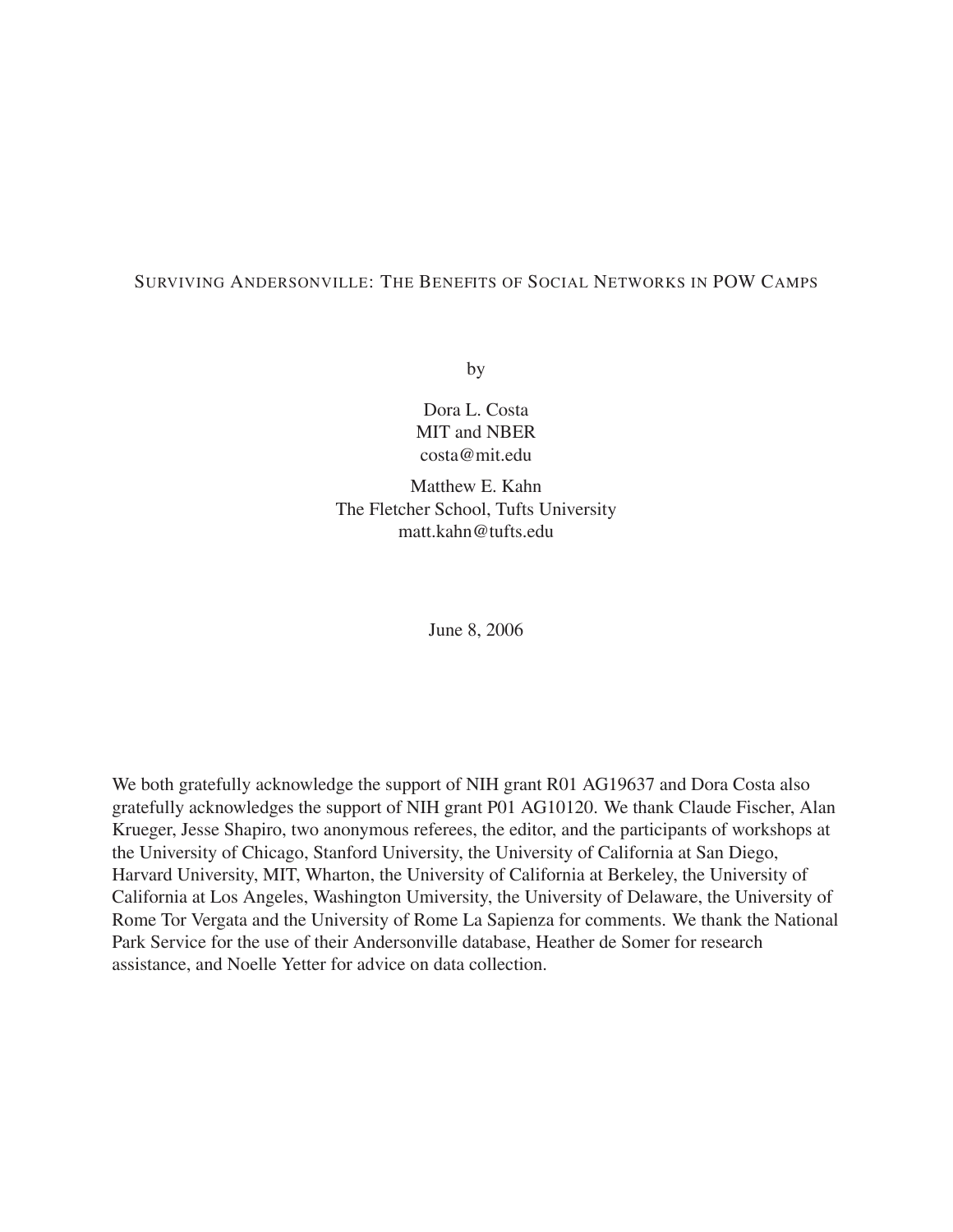# Surviving Andersonville: The Benefits of Social Networks in POW Camps

by

Dora L. Costa  
MIT and NBER  
costa@mit.edu

Matthew E. Kahn  
The Fletcher School, Tufts University  
matt.kahn@tufts.edu

June 8, 2006

We both gratefully acknowledge the support of NIH grant R01 AG19637 and Dora Costa also gratefully acknowledges the support of NIH grant P01 AG10120. We thank Claude Fischer, Alan Krueger, Jesse Shapiro, two anonymous referees, the editor, and the participants of workshops at the University of Chicago, Stanford University, the University of California at San Diego, Harvard University, MIT, Wharton, the University of California at Berkeley, the University of California at Los Angeles, Washington Umiversity, the University of Delaware, the University of Rome Tor Vergata and the University of Rome La Sapienza for comments. We thank the National Park Service for the use of their Andersonville database, Heather de Somer for research assistance, and Noelle Yetter for advice on data collection.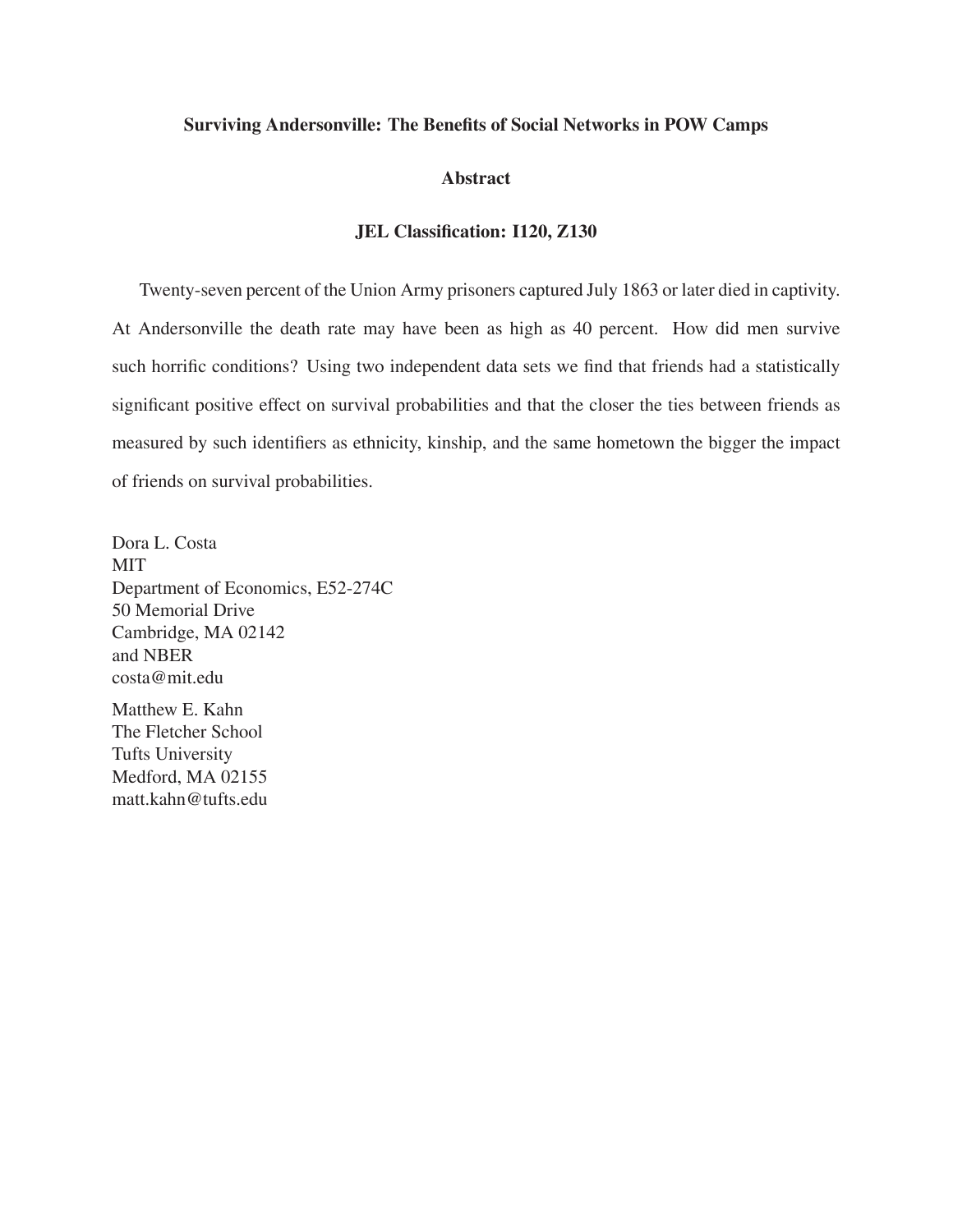**Surviving Andersonville: The Benefits of Social Networks in POW Camps**

**Abstract**

**JEL Classification: I120, Z130**

Twenty-seven percent of the Union Army prisoners captured July 1863 or later died in captivity. At Andersonville the death rate may have been as high as 40 percent. How did men survive such horrific conditions? Using two independent data sets we find that friends had a statistically significant positive effect on survival probabilities and that the closer the ties between friends as measured by such identifiers as ethnicity, kinship, and the same hometown the bigger the impact of friends on survival probabilities.

Dora L. Costa
MIT
Department of Economics, E52-274C
50 Memorial Drive
Cambridge, MA 02142
and NBER
costa@mit.edu

Matthew E. Kahn
The Fletcher School
Tufts University
Medford, MA 02155
matt.kahn@tufts.edu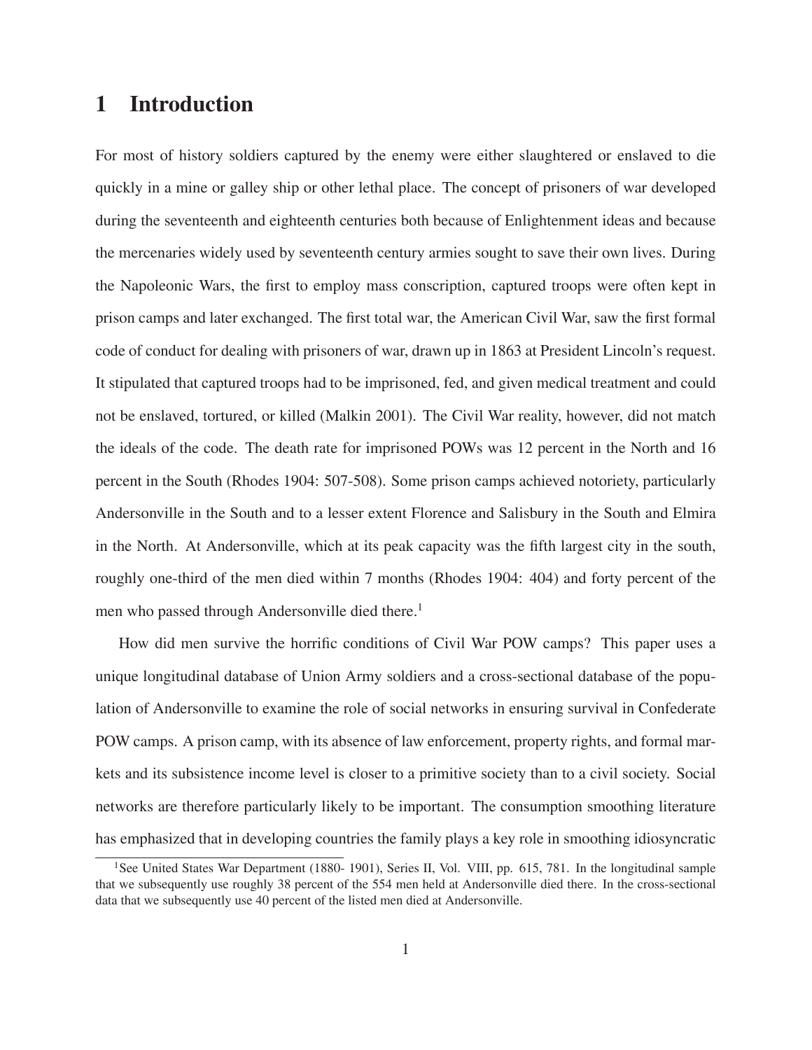# 1 Introduction

For most of history soldiers captured by the enemy were either slaughtered or enslaved to die quickly in a mine or galley ship or other lethal place. The concept of prisoners of war developed during the seventeenth and eighteenth centuries both because of Enlightenment ideas and because the mercenaries widely used by seventeenth century armies sought to save their own lives. During the Napoleonic Wars, the first to employ mass conscription, captured troops were often kept in prison camps and later exchanged. The first total war, the American Civil War, saw the first formal code of conduct for dealing with prisoners of war, drawn up in 1863 at President Lincoln's request. It stipulated that captured troops had to be imprisoned, fed, and given medical treatment and could not be enslaved, tortured, or killed (Malkin 2001). The Civil War reality, however, did not match the ideals of the code. The death rate for imprisoned POWs was 12 percent in the North and 16 percent in the South (Rhodes 1904: 507-508). Some prison camps achieved notoriety, particularly Andersonville in the South and to a lesser extent Florence and Salisbury in the South and Elmira in the North. At Andersonville, which at its peak capacity was the fifth largest city in the south, roughly one-third of the men died within 7 months (Rhodes 1904: 404) and forty percent of the men who passed through Andersonville died there.[1]

How did men survive the horrific conditions of Civil War POW camps? This paper uses a unique longitudinal database of Union Army soldiers and a cross-sectional database of the population of Andersonville to examine the role of social networks in ensuring survival in Confederate POW camps. A prison camp, with its absence of law enforcement, property rights, and formal markets and its subsistence income level is closer to a primitive society than to a civil society. Social networks are therefore particularly likely to be important. The consumption smoothing literature has emphasized that in developing countries the family plays a key role in smoothing idiosyncratic

[1] See United States War Department (1880- 1901), Series II, Vol. VIII, pp. 615, 781. In the longitudinal sample that we subsequently use roughly 38 percent of the 554 men held at Andersonville died there. In the cross-sectional data that we subsequently use 40 percent of the listed men died at Andersonville.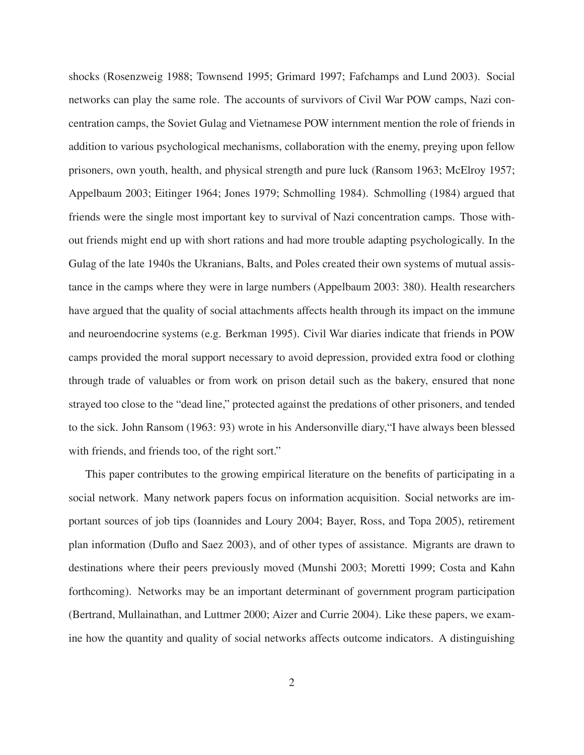shocks (Rosenzweig 1988; Townsend 1995; Grimard 1997; Fafchamps and Lund 2003). Social networks can play the same role. The accounts of survivors of Civil War POW camps, Nazi concentration camps, the Soviet Gulag and Vietnamese POW internment mention the role of friends in addition to various psychological mechanisms, collaboration with the enemy, preying upon fellow prisoners, own youth, health, and physical strength and pure luck (Ransom 1963; McElroy 1957; Appelbaum 2003; Eitinger 1964; Jones 1979; Schmolling 1984). Schmolling (1984) argued that friends were the single most important key to survival of Nazi concentration camps. Those without friends might end up with short rations and had more trouble adapting psychologically. In the Gulag of the late 1940s the Ukranians, Balts, and Poles created their own systems of mutual assistance in the camps where they were in large numbers (Appelbaum 2003: 380). Health researchers have argued that the quality of social attachments affects health through its impact on the immune and neuroendocrine systems (e.g. Berkman 1995). Civil War diaries indicate that friends in POW camps provided the moral support necessary to avoid depression, provided extra food or clothing through trade of valuables or from work on prison detail such as the bakery, ensured that none strayed too close to the "dead line," protected against the predations of other prisoners, and tended to the sick. John Ransom (1963: 93) wrote in his Andersonville diary,"I have always been blessed with friends, and friends too, of the right sort."

This paper contributes to the growing empirical literature on the benefits of participating in a social network. Many network papers focus on information acquisition. Social networks are important sources of job tips (Ioannides and Loury 2004; Bayer, Ross, and Topa 2005), retirement plan information (Duflo and Saez 2003), and of other types of assistance. Migrants are drawn to destinations where their peers previously moved (Munshi 2003; Moretti 1999; Costa and Kahn forthcoming). Networks may be an important determinant of government program participation (Bertrand, Mullainathan, and Luttmer 2000; Aizer and Currie 2004). Like these papers, we examine how the quantity and quality of social networks affects outcome indicators. A distinguishing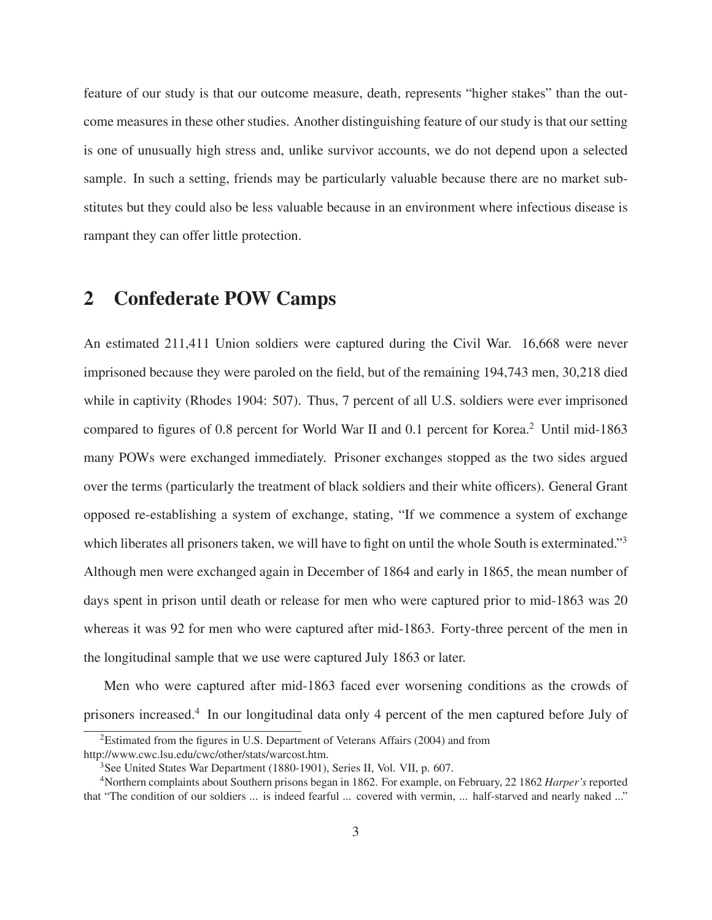feature of our study is that our outcome measure, death, represents "higher stakes" than the outcome measures in these other studies. Another distinguishing feature of our study is that our setting is one of unusually high stress and, unlike survivor accounts, we do not depend upon a selected sample. In such a setting, friends may be particularly valuable because there are no market substitutes but they could also be less valuable because in an environment where infectious disease is rampant they can offer little protection.

## 2 Confederate POW Camps

An estimated 211,411 Union soldiers were captured during the Civil War. 16,668 were never imprisoned because they were paroled on the field, but of the remaining 194,743 men, 30,218 died while in captivity (Rhodes 1904: 507). Thus, 7 percent of all U.S. soldiers were ever imprisoned compared to figures of 0.8 percent for World War II and 0.1 percent for Korea.[2] Until mid-1863 many POWs were exchanged immediately. Prisoner exchanges stopped as the two sides argued over the terms (particularly the treatment of black soldiers and their white officers). General Grant opposed re-establishing a system of exchange, stating, "If we commence a system of exchange which liberates all prisoners taken, we will have to fight on until the whole South is exterminated."[3] Although men were exchanged again in December of 1864 and early in 1865, the mean number of days spent in prison until death or release for men who were captured prior to mid-1863 was 20 whereas it was 92 for men who were captured after mid-1863. Forty-three percent of the men in the longitudinal sample that we use were captured July 1863 or later.

Men who were captured after mid-1863 faced ever worsening conditions as the crowds of prisoners increased.[4] In our longitudinal data only 4 percent of the men captured before July of

[2] Estimated from the figures in U.S. Department of Veterans Affairs (2004) and from http://www.cwc.lsu.edu/cwc/other/stats/warcost.htm.

[3] See United States War Department (1880-1901), Series II, Vol. VII, p. 607.

[4] Northern complaints about Southern prisons began in 1862. For example, on February, 22 1862 *Harper's* reported that "The condition of our soldiers ... is indeed fearful ... covered with vermin, ... half-starved and nearly naked ..."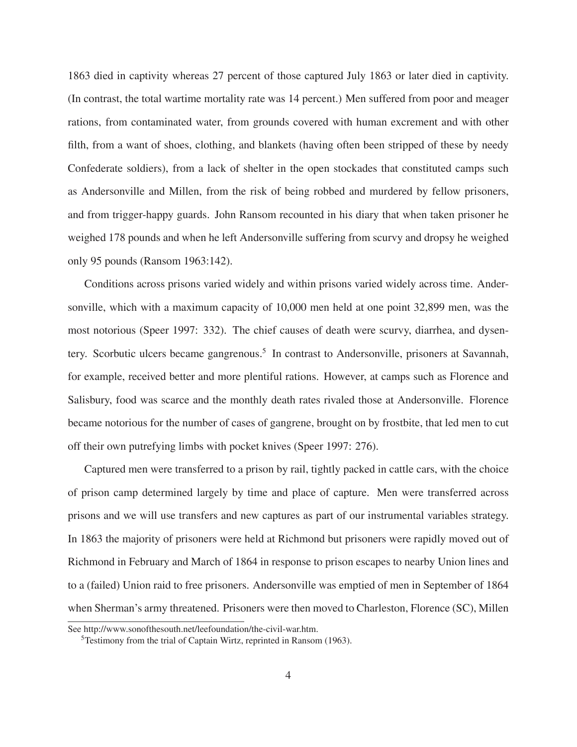1863 died in captivity whereas 27 percent of those captured July 1863 or later died in captivity. (In contrast, the total wartime mortality rate was 14 percent.) Men suffered from poor and meager rations, from contaminated water, from grounds covered with human excrement and with other filth, from a want of shoes, clothing, and blankets (having often been stripped of these by needy Confederate soldiers), from a lack of shelter in the open stockades that constituted camps such as Andersonville and Millen, from the risk of being robbed and murdered by fellow prisoners, and from trigger-happy guards. John Ransom recounted in his diary that when taken prisoner he weighed 178 pounds and when he left Andersonville suffering from scurvy and dropsy he weighed only 95 pounds (Ransom 1963:142).

Conditions across prisons varied widely and within prisons varied widely across time. Andersonville, which with a maximum capacity of 10,000 men held at one point 32,899 men, was the most notorious (Speer 1997: 332). The chief causes of death were scurvy, diarrhea, and dysentery. Scorbutic ulcers became gangrenous.[5] In contrast to Andersonville, prisoners at Savannah, for example, received better and more plentiful rations. However, at camps such as Florence and Salisbury, food was scarce and the monthly death rates rivaled those at Andersonville. Florence became notorious for the number of cases of gangrene, brought on by frostbite, that led men to cut off their own putrefying limbs with pocket knives (Speer 1997: 276).

Captured men were transferred to a prison by rail, tightly packed in cattle cars, with the choice of prison camp determined largely by time and place of capture. Men were transferred across prisons and we will use transfers and new captures as part of our instrumental variables strategy. In 1863 the majority of prisoners were held at Richmond but prisoners were rapidly moved out of Richmond in February and March of 1864 in response to prison escapes to nearby Union lines and to a (failed) Union raid to free prisoners. Andersonville was emptied of men in September of 1864 when Sherman's army threatened. Prisoners were then moved to Charleston, Florence (SC), Millen

See http://www.sonofthesouth.net/leefoundation/the-civil-war.htm.

[5] Testimony from the trial of Captain Wirtz, reprinted in Ransom (1963).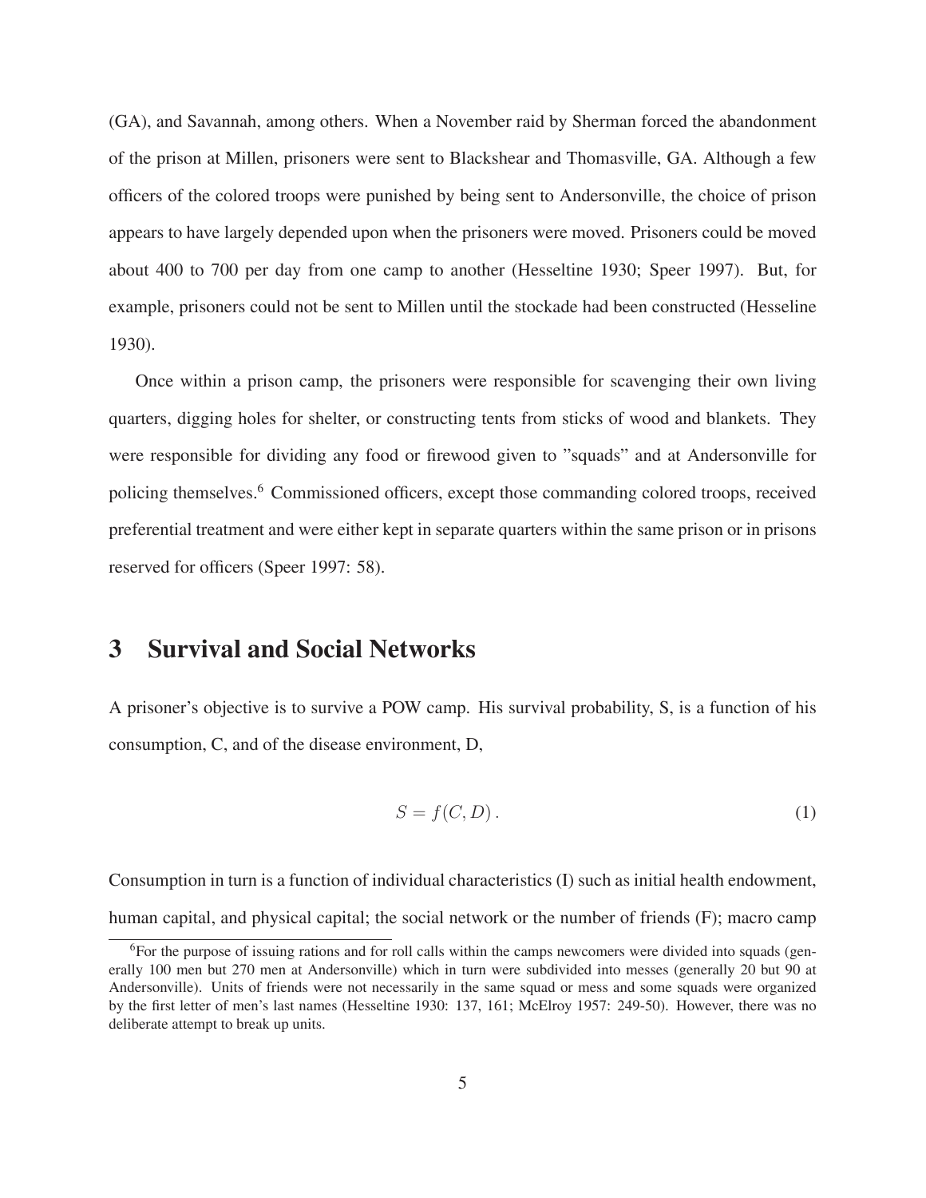(GA), and Savannah, among others. When a November raid by Sherman forced the abandonment of the prison at Millen, prisoners were sent to Blackshear and Thomasville, GA. Although a few officers of the colored troops were punished by being sent to Andersonville, the choice of prison appears to have largely depended upon when the prisoners were moved. Prisoners could be moved about 400 to 700 per day from one camp to another (Hesseltine 1930; Speer 1997). But, for example, prisoners could not be sent to Millen until the stockade had been constructed (Hesseline 1930).

Once within a prison camp, the prisoners were responsible for scavenging their own living quarters, digging holes for shelter, or constructing tents from sticks of wood and blankets. They were responsible for dividing any food or firewood given to "squads" and at Andersonville for policing themselves.[6] Commissioned officers, except those commanding colored troops, received preferential treatment and were either kept in separate quarters within the same prison or in prisons reserved for officers (Speer 1997: 58).

# 3 Survival and Social Networks

A prisoner's objective is to survive a POW camp. His survival probability, S, is a function of his consumption, C, and of the disease environment, D,

$$S = f(C, D)\,. \tag{1}$$

Consumption in turn is a function of individual characteristics (I) such as initial health endowment, human capital, and physical capital; the social network or the number of friends (F); macro camp

[6] For the purpose of issuing rations and for roll calls within the camps newcomers were divided into squads (generally 100 men but 270 men at Andersonville) which in turn were subdivided into messes (generally 20 but 90 at Andersonville). Units of friends were not necessarily in the same squad or mess and some squads were organized by the first letter of men's last names (Hesseltine 1930: 137, 161; McElroy 1957: 249-50). However, there was no deliberate attempt to break up units.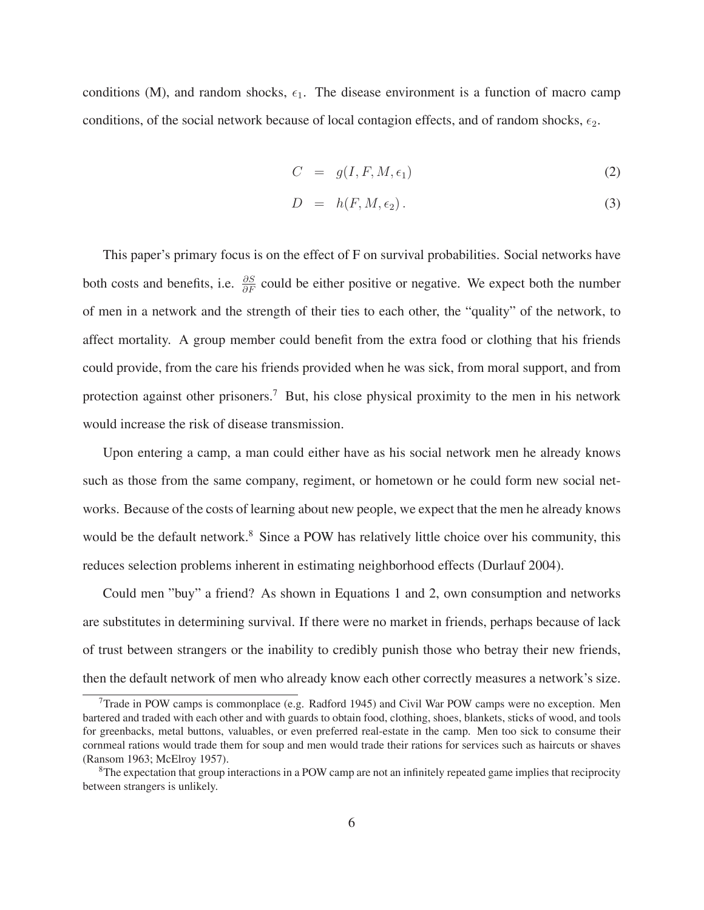conditions (M), and random shocks, $\epsilon_1$. The disease environment is a function of macro camp conditions, of the social network because of local contagion effects, and of random shocks, $\epsilon_2$.

$$C = g(I, F, M, \epsilon_1) \tag{2}$$

$$D = h(F, M, \epsilon_2)\,. \tag{3}$$

This paper's primary focus is on the effect of F on survival probabilities. Social networks have both costs and benefits, i.e. $\frac{\partial S}{\partial F}$ could be either positive or negative. We expect both the number of men in a network and the strength of their ties to each other, the "quality" of the network, to affect mortality. A group member could benefit from the extra food or clothing that his friends could provide, from the care his friends provided when he was sick, from moral support, and from protection against other prisoners.[7] But, his close physical proximity to the men in his network would increase the risk of disease transmission.

Upon entering a camp, a man could either have as his social network men he already knows such as those from the same company, regiment, or hometown or he could form new social networks. Because of the costs of learning about new people, we expect that the men he already knows would be the default network.[8] Since a POW has relatively little choice over his community, this reduces selection problems inherent in estimating neighborhood effects (Durlauf 2004).

Could men "buy" a friend? As shown in Equations 1 and 2, own consumption and networks are substitutes in determining survival. If there were no market in friends, perhaps because of lack of trust between strangers or the inability to credibly punish those who betray their new friends, then the default network of men who already know each other correctly measures a network's size.

[7] Trade in POW camps is commonplace (e.g. Radford 1945) and Civil War POW camps were no exception. Men bartered and traded with each other and with guards to obtain food, clothing, shoes, blankets, sticks of wood, and tools for greenbacks, metal buttons, valuables, or even preferred real-estate in the camp. Men too sick to consume their cornmeal rations would trade them for soup and men would trade their rations for services such as haircuts or shaves (Ransom 1963; McElroy 1957).

[8] The expectation that group interactions in a POW camp are not an infinitely repeated game implies that reciprocity between strangers is unlikely.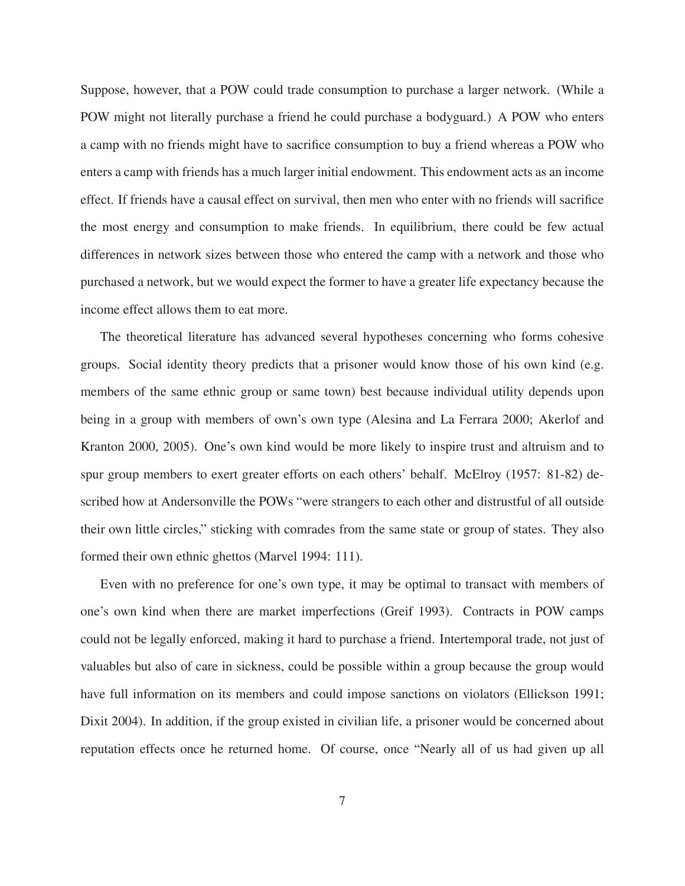Suppose, however, that a POW could trade consumption to purchase a larger network. (While a POW might not literally purchase a friend he could purchase a bodyguard.) A POW who enters a camp with no friends might have to sacrifice consumption to buy a friend whereas a POW who enters a camp with friends has a much larger initial endowment. This endowment acts as an income effect. If friends have a causal effect on survival, then men who enter with no friends will sacrifice the most energy and consumption to make friends. In equilibrium, there could be few actual differences in network sizes between those who entered the camp with a network and those who purchased a network, but we would expect the former to have a greater life expectancy because the income effect allows them to eat more.

The theoretical literature has advanced several hypotheses concerning who forms cohesive groups. Social identity theory predicts that a prisoner would know those of his own kind (e.g. members of the same ethnic group or same town) best because individual utility depends upon being in a group with members of own's own type (Alesina and La Ferrara 2000; Akerlof and Kranton 2000, 2005). One's own kind would be more likely to inspire trust and altruism and to spur group members to exert greater efforts on each others' behalf. McElroy (1957: 81-82) described how at Andersonville the POWs "were strangers to each other and distrustful of all outside their own little circles," sticking with comrades from the same state or group of states. They also formed their own ethnic ghettos (Marvel 1994: 111).

Even with no preference for one's own type, it may be optimal to transact with members of one's own kind when there are market imperfections (Greif 1993). Contracts in POW camps could not be legally enforced, making it hard to purchase a friend. Intertemporal trade, not just of valuables but also of care in sickness, could be possible within a group because the group would have full information on its members and could impose sanctions on violators (Ellickson 1991; Dixit 2004). In addition, if the group existed in civilian life, a prisoner would be concerned about reputation effects once he returned home. Of course, once "Nearly all of us had given up all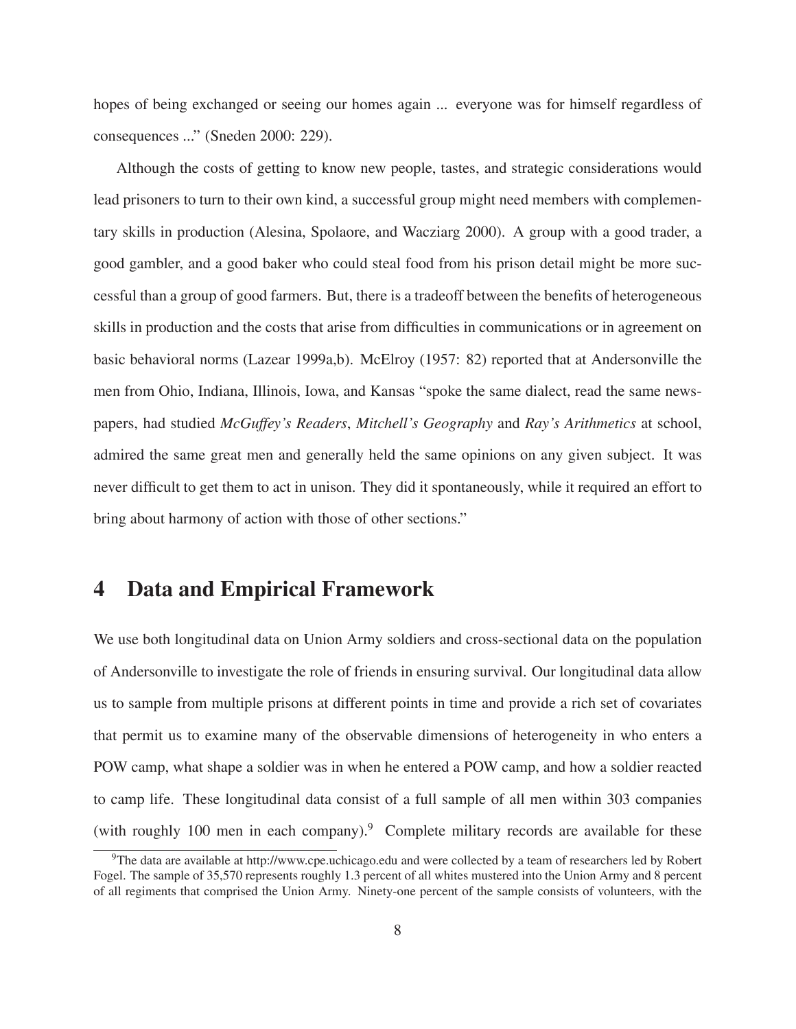hopes of being exchanged or seeing our homes again ... everyone was for himself regardless of consequences ..." (Sneden 2000: 229).

Although the costs of getting to know new people, tastes, and strategic considerations would lead prisoners to turn to their own kind, a successful group might need members with complementary skills in production (Alesina, Spolaore, and Wacziarg 2000). A group with a good trader, a good gambler, and a good baker who could steal food from his prison detail might be more successful than a group of good farmers. But, there is a tradeoff between the benefits of heterogeneous skills in production and the costs that arise from difficulties in communications or in agreement on basic behavioral norms (Lazear 1999a,b). McElroy (1957: 82) reported that at Andersonville the men from Ohio, Indiana, Illinois, Iowa, and Kansas "spoke the same dialect, read the same newspapers, had studied *McGuffey's Readers*, *Mitchell's Geography* and *Ray's Arithmetics* at school, admired the same great men and generally held the same opinions on any given subject. It was never difficult to get them to act in unison. They did it spontaneously, while it required an effort to bring about harmony of action with those of other sections."

# 4 Data and Empirical Framework

We use both longitudinal data on Union Army soldiers and cross-sectional data on the population of Andersonville to investigate the role of friends in ensuring survival. Our longitudinal data allow us to sample from multiple prisons at different points in time and provide a rich set of covariates that permit us to examine many of the observable dimensions of heterogeneity in who enters a POW camp, what shape a soldier was in when he entered a POW camp, and how a soldier reacted to camp life. These longitudinal data consist of a full sample of all men within 303 companies (with roughly 100 men in each company).[9] Complete military records are available for these

[9] The data are available at http://www.cpe.uchicago.edu and were collected by a team of researchers led by Robert Fogel. The sample of 35,570 represents roughly 1.3 percent of all whites mustered into the Union Army and 8 percent of all regiments that comprised the Union Army. Ninety-one percent of the sample consists of volunteers, with the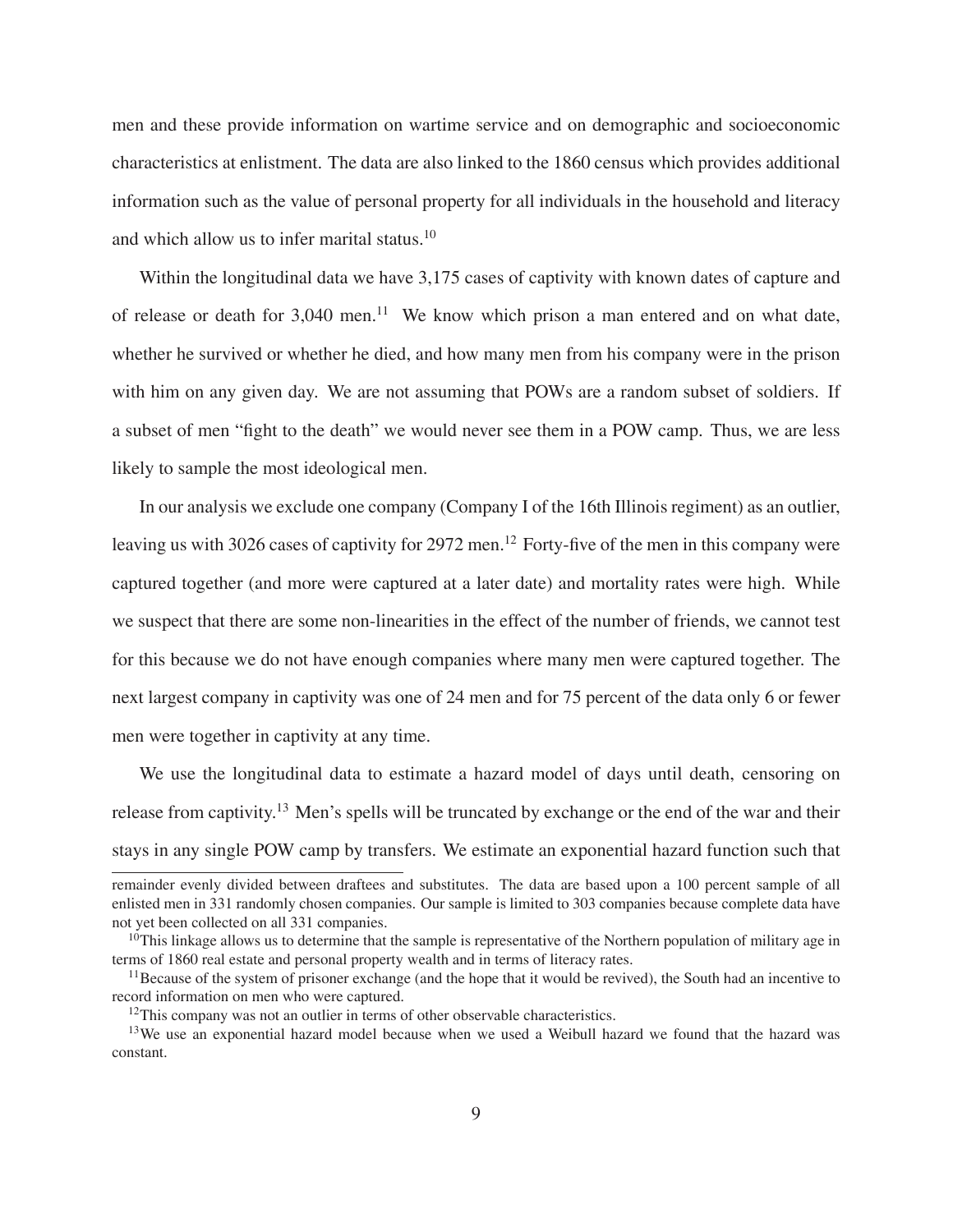men and these provide information on wartime service and on demographic and socioeconomic characteristics at enlistment. The data are also linked to the 1860 census which provides additional information such as the value of personal property for all individuals in the household and literacy and which allow us to infer marital status.[10]

Within the longitudinal data we have 3,175 cases of captivity with known dates of capture and of release or death for 3,040 men.[11] We know which prison a man entered and on what date, whether he survived or whether he died, and how many men from his company were in the prison with him on any given day. We are not assuming that POWs are a random subset of soldiers. If a subset of men "fight to the death" we would never see them in a POW camp. Thus, we are less likely to sample the most ideological men.

In our analysis we exclude one company (Company I of the 16th Illinois regiment) as an outlier, leaving us with 3026 cases of captivity for 2972 men.[12] Forty-five of the men in this company were captured together (and more were captured at a later date) and mortality rates were high. While we suspect that there are some non-linearities in the effect of the number of friends, we cannot test for this because we do not have enough companies where many men were captured together. The next largest company in captivity was one of 24 men and for 75 percent of the data only 6 or fewer men were together in captivity at any time.

We use the longitudinal data to estimate a hazard model of days until death, censoring on release from captivity.[13] Men's spells will be truncated by exchange or the end of the war and their stays in any single POW camp by transfers. We estimate an exponential hazard function such that

---

remainder evenly divided between draftees and substitutes. The data are based upon a 100 percent sample of all enlisted men in 331 randomly chosen companies. Our sample is limited to 303 companies because complete data have not yet been collected on all 331 companies.

[10] This linkage allows us to determine that the sample is representative of the Northern population of military age in terms of 1860 real estate and personal property wealth and in terms of literacy rates.

[11] Because of the system of prisoner exchange (and the hope that it would be revived), the South had an incentive to record information on men who were captured.

[12] This company was not an outlier in terms of other observable characteristics.

[13] We use an exponential hazard model because when we used a Weibull hazard we found that the hazard was constant.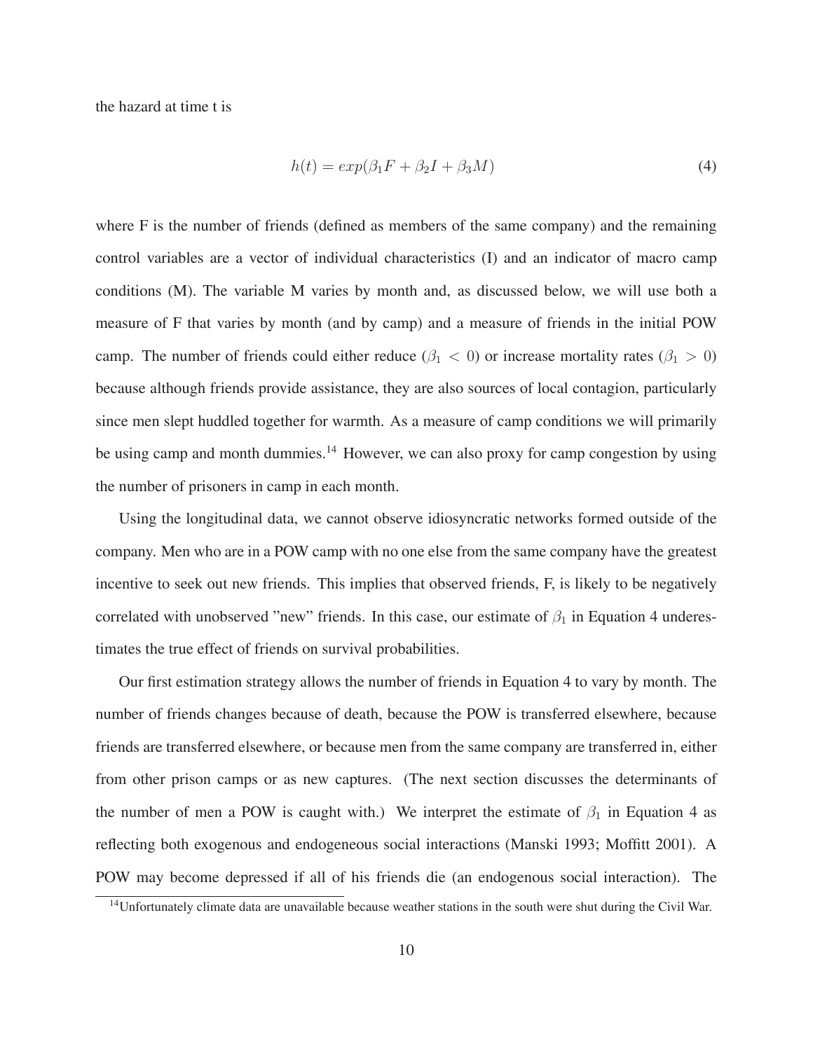the hazard at time t is

$$h(t) = exp(\beta_1 F + \beta_2 I + \beta_3 M) \tag{4}$$

where F is the number of friends (defined as members of the same company) and the remaining control variables are a vector of individual characteristics (I) and an indicator of macro camp conditions (M). The variable M varies by month and, as discussed below, we will use both a measure of F that varies by month (and by camp) and a measure of friends in the initial POW camp. The number of friends could either reduce ($\beta_1 < 0$) or increase mortality rates ($\beta_1 > 0$) because although friends provide assistance, they are also sources of local contagion, particularly since men slept huddled together for warmth. As a measure of camp conditions we will primarily be using camp and month dummies.[14] However, we can also proxy for camp congestion by using the number of prisoners in camp in each month.

Using the longitudinal data, we cannot observe idiosyncratic networks formed outside of the company. Men who are in a POW camp with no one else from the same company have the greatest incentive to seek out new friends. This implies that observed friends, F, is likely to be negatively correlated with unobserved "new" friends. In this case, our estimate of $\beta_1$ in Equation 4 underestimates the true effect of friends on survival probabilities.

Our first estimation strategy allows the number of friends in Equation 4 to vary by month. The number of friends changes because of death, because the POW is transferred elsewhere, because friends are transferred elsewhere, or because men from the same company are transferred in, either from other prison camps or as new captures. (The next section discusses the determinants of the number of men a POW is caught with.) We interpret the estimate of $\beta_1$ in Equation 4 as reflecting both exogenous and endogeneous social interactions (Manski 1993; Moffitt 2001). A POW may become depressed if all of his friends die (an endogenous social interaction). The

[14] Unfortunately climate data are unavailable because weather stations in the south were shut during the Civil War.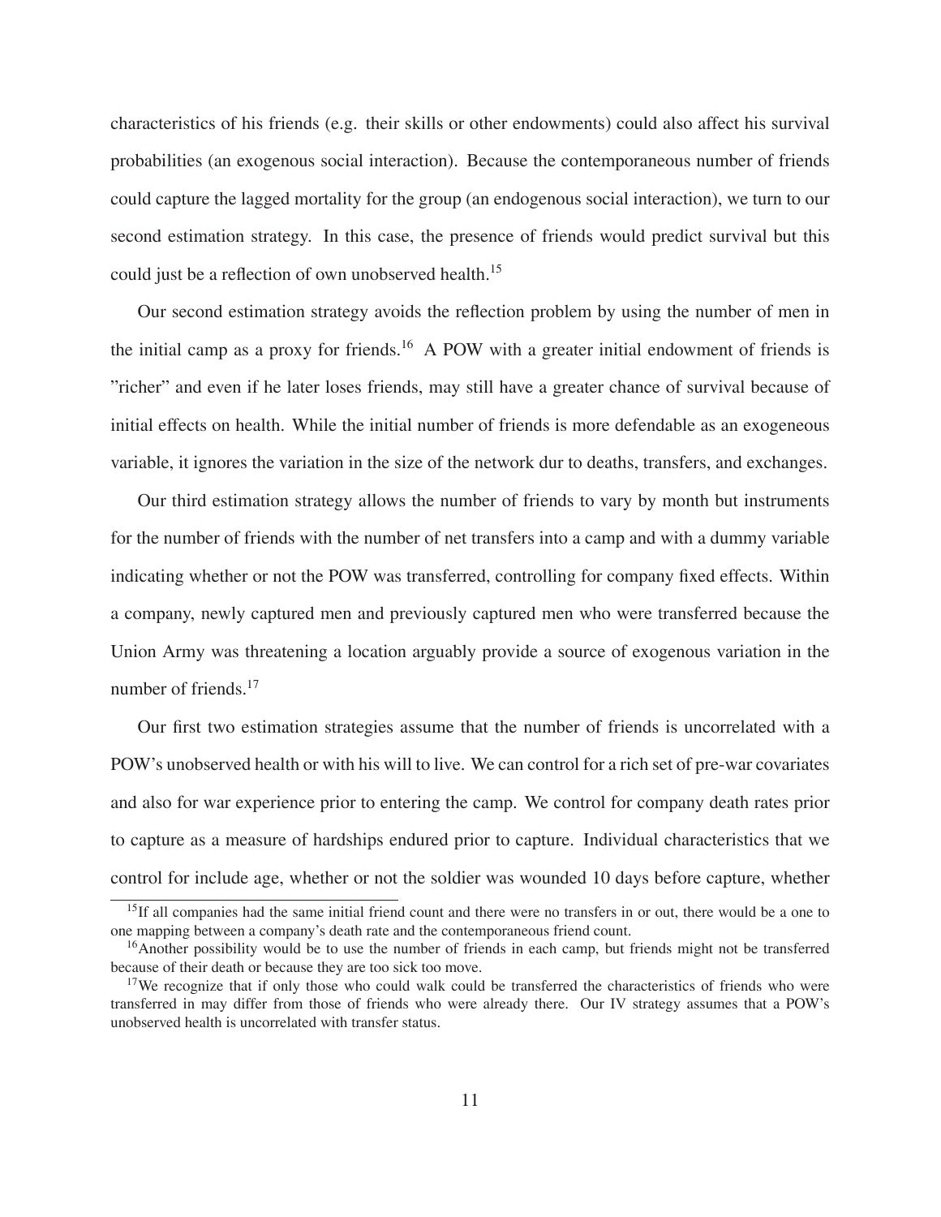characteristics of his friends (e.g. their skills or other endowments) could also affect his survival probabilities (an exogenous social interaction). Because the contemporaneous number of friends could capture the lagged mortality for the group (an endogenous social interaction), we turn to our second estimation strategy. In this case, the presence of friends would predict survival but this could just be a reflection of own unobserved health.[15]

Our second estimation strategy avoids the reflection problem by using the number of men in the initial camp as a proxy for friends.[16] A POW with a greater initial endowment of friends is "richer" and even if he later loses friends, may still have a greater chance of survival because of initial effects on health. While the initial number of friends is more defendable as an exogeneous variable, it ignores the variation in the size of the network dur to deaths, transfers, and exchanges.

Our third estimation strategy allows the number of friends to vary by month but instruments for the number of friends with the number of net transfers into a camp and with a dummy variable indicating whether or not the POW was transferred, controlling for company fixed effects. Within a company, newly captured men and previously captured men who were transferred because the Union Army was threatening a location arguably provide a source of exogenous variation in the number of friends.[17]

Our first two estimation strategies assume that the number of friends is uncorrelated with a POW's unobserved health or with his will to live. We can control for a rich set of pre-war covariates and also for war experience prior to entering the camp. We control for company death rates prior to capture as a measure of hardships endured prior to capture. Individual characteristics that we control for include age, whether or not the soldier was wounded 10 days before capture, whether

---

[15] If all companies had the same initial friend count and there were no transfers in or out, there would be a one to one mapping between a company's death rate and the contemporaneous friend count.

[16] Another possibility would be to use the number of friends in each camp, but friends might not be transferred because of their death or because they are too sick too move.

[17] We recognize that if only those who could walk could be transferred the characteristics of friends who were transferred in may differ from those of friends who were already there. Our IV strategy assumes that a POW's unobserved health is uncorrelated with transfer status.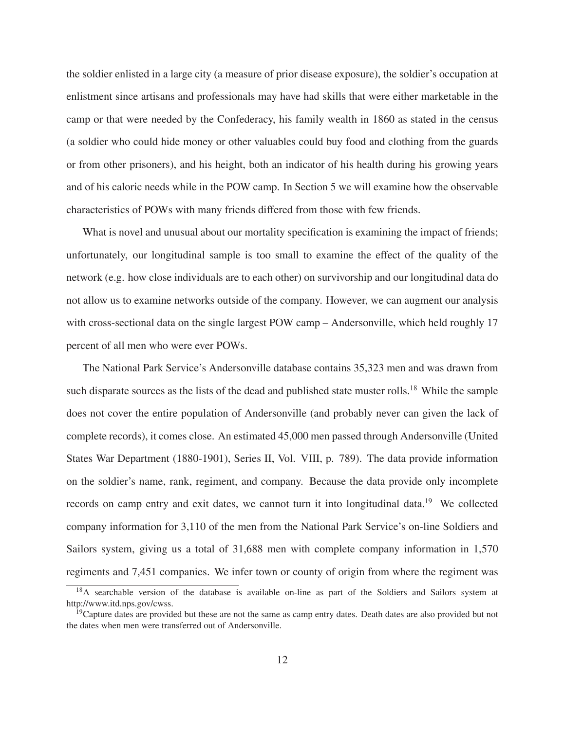the soldier enlisted in a large city (a measure of prior disease exposure), the soldier's occupation at enlistment since artisans and professionals may have had skills that were either marketable in the camp or that were needed by the Confederacy, his family wealth in 1860 as stated in the census (a soldier who could hide money or other valuables could buy food and clothing from the guards or from other prisoners), and his height, both an indicator of his health during his growing years and of his caloric needs while in the POW camp. In Section 5 we will examine how the observable characteristics of POWs with many friends differed from those with few friends.

What is novel and unusual about our mortality specification is examining the impact of friends; unfortunately, our longitudinal sample is too small to examine the effect of the quality of the network (e.g. how close individuals are to each other) on survivorship and our longitudinal data do not allow us to examine networks outside of the company. However, we can augment our analysis with cross-sectional data on the single largest POW camp – Andersonville, which held roughly 17 percent of all men who were ever POWs.

The National Park Service's Andersonville database contains 35,323 men and was drawn from such disparate sources as the lists of the dead and published state muster rolls.[18] While the sample does not cover the entire population of Andersonville (and probably never can given the lack of complete records), it comes close. An estimated 45,000 men passed through Andersonville (United States War Department (1880-1901), Series II, Vol. VIII, p. 789). The data provide information on the soldier's name, rank, regiment, and company. Because the data provide only incomplete records on camp entry and exit dates, we cannot turn it into longitudinal data.[19] We collected company information for 3,110 of the men from the National Park Service's on-line Soldiers and Sailors system, giving us a total of 31,688 men with complete company information in 1,570 regiments and 7,451 companies. We infer town or county of origin from where the regiment was

[18] A searchable version of the database is available on-line as part of the Soldiers and Sailors system at http://www.itd.nps.gov/cwss.

[19] Capture dates are provided but these are not the same as camp entry dates. Death dates are also provided but not the dates when men were transferred out of Andersonville.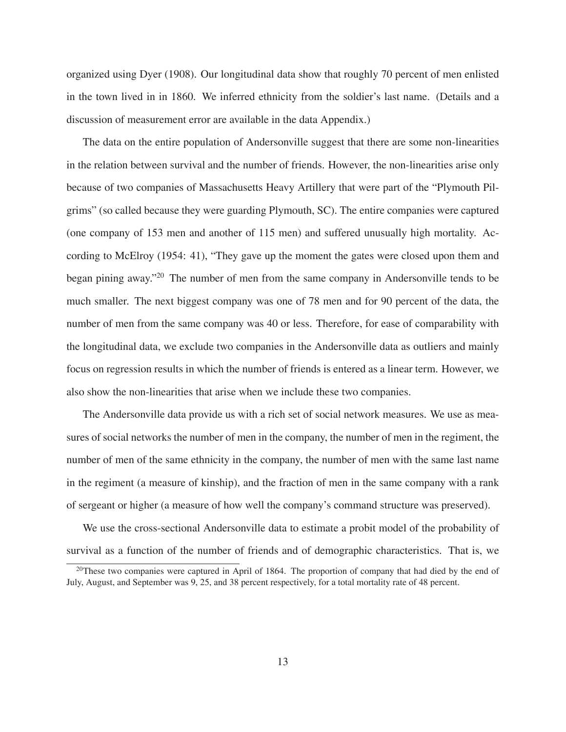organized using Dyer (1908). Our longitudinal data show that roughly 70 percent of men enlisted in the town lived in in 1860. We inferred ethnicity from the soldier's last name. (Details and a discussion of measurement error are available in the data Appendix.)

The data on the entire population of Andersonville suggest that there are some non-linearities in the relation between survival and the number of friends. However, the non-linearities arise only because of two companies of Massachusetts Heavy Artillery that were part of the "Plymouth Pilgrims" (so called because they were guarding Plymouth, SC). The entire companies were captured (one company of 153 men and another of 115 men) and suffered unusually high mortality. According to McElroy (1954: 41), "They gave up the moment the gates were closed upon them and began pining away."[20] The number of men from the same company in Andersonville tends to be much smaller. The next biggest company was one of 78 men and for 90 percent of the data, the number of men from the same company was 40 or less. Therefore, for ease of comparability with the longitudinal data, we exclude two companies in the Andersonville data as outliers and mainly focus on regression results in which the number of friends is entered as a linear term. However, we also show the non-linearities that arise when we include these two companies.

The Andersonville data provide us with a rich set of social network measures. We use as measures of social networks the number of men in the company, the number of men in the regiment, the number of men of the same ethnicity in the company, the number of men with the same last name in the regiment (a measure of kinship), and the fraction of men in the same company with a rank of sergeant or higher (a measure of how well the company's command structure was preserved).

We use the cross-sectional Andersonville data to estimate a probit model of the probability of survival as a function of the number of friends and of demographic characteristics. That is, we

[20] These two companies were captured in April of 1864. The proportion of company that had died by the end of July, August, and September was 9, 25, and 38 percent respectively, for a total mortality rate of 48 percent.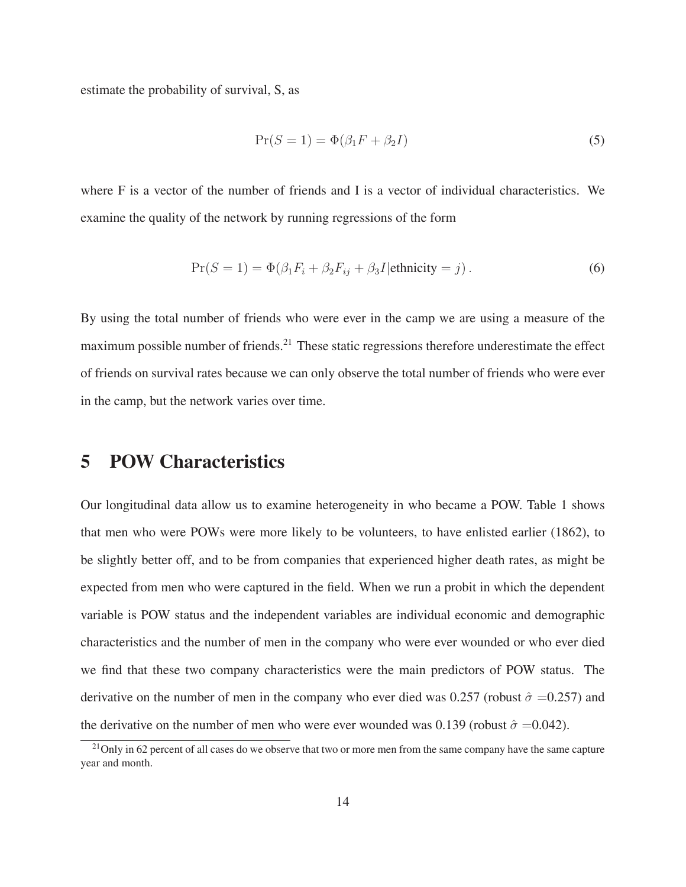estimate the probability of survival, S, as

$$\Pr(S = 1) = \Phi(\beta_1 F + \beta_2 I) \tag{5}$$

where F is a vector of the number of friends and I is a vector of individual characteristics. We examine the quality of the network by running regressions of the form

$$\Pr(S = 1) = \Phi(\beta_1 F_i + \beta_2 F_{ij} + \beta_3 I | \text{ethnicity} = j) \,. \tag{6}$$

By using the total number of friends who were ever in the camp we are using a measure of the maximum possible number of friends.[21] These static regressions therefore underestimate the effect of friends on survival rates because we can only observe the total number of friends who were ever in the camp, but the network varies over time.

# 5 POW Characteristics

Our longitudinal data allow us to examine heterogeneity in who became a POW. Table 1 shows that men who were POWs were more likely to be volunteers, to have enlisted earlier (1862), to be slightly better off, and to be from companies that experienced higher death rates, as might be expected from men who were captured in the field. When we run a probit in which the dependent variable is POW status and the independent variables are individual economic and demographic characteristics and the number of men in the company who were ever wounded or who ever died we find that these two company characteristics were the main predictors of POW status. The derivative on the number of men in the company who ever died was 0.257 (robust $\hat{\sigma}$ =0.257) and the derivative on the number of men who were ever wounded was 0.139 (robust $\hat{\sigma}$ =0.042).

[21] Only in 62 percent of all cases do we observe that two or more men from the same company have the same capture year and month.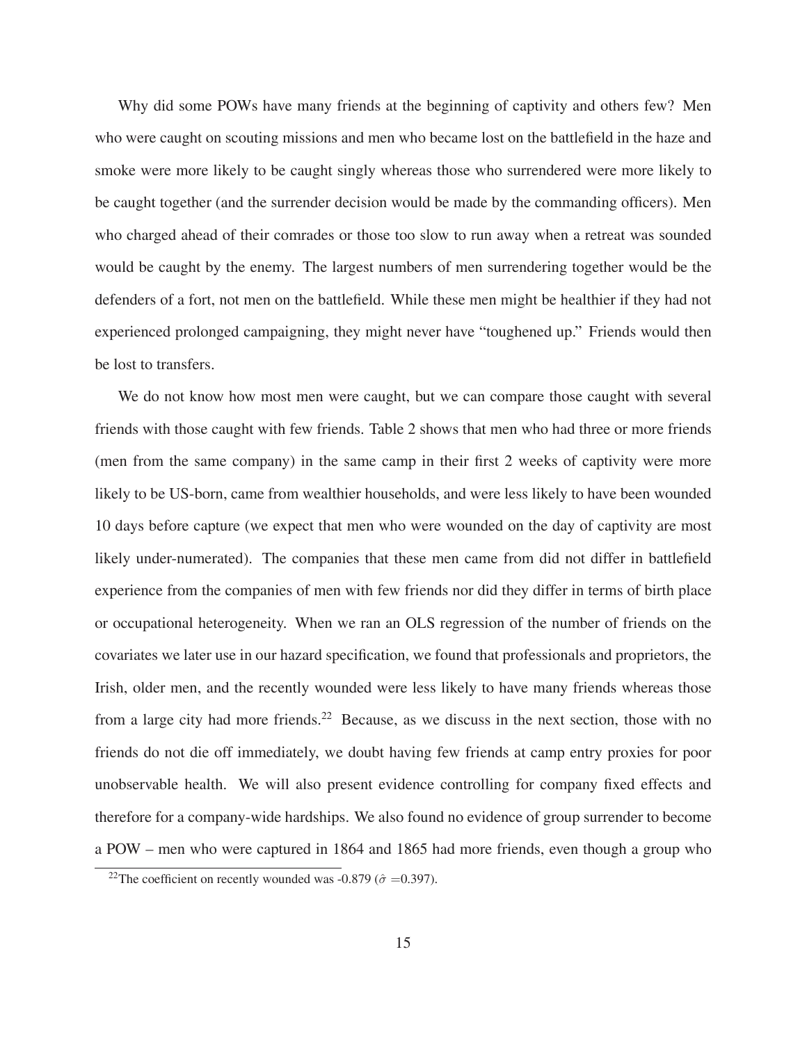Why did some POWs have many friends at the beginning of captivity and others few? Men who were caught on scouting missions and men who became lost on the battlefield in the haze and smoke were more likely to be caught singly whereas those who surrendered were more likely to be caught together (and the surrender decision would be made by the commanding officers). Men who charged ahead of their comrades or those too slow to run away when a retreat was sounded would be caught by the enemy. The largest numbers of men surrendering together would be the defenders of a fort, not men on the battlefield. While these men might be healthier if they had not experienced prolonged campaigning, they might never have "toughened up." Friends would then be lost to transfers.

We do not know how most men were caught, but we can compare those caught with several friends with those caught with few friends. Table 2 shows that men who had three or more friends (men from the same company) in the same camp in their first 2 weeks of captivity were more likely to be US-born, came from wealthier households, and were less likely to have been wounded 10 days before capture (we expect that men who were wounded on the day of captivity are most likely under-numerated). The companies that these men came from did not differ in battlefield experience from the companies of men with few friends nor did they differ in terms of birth place or occupational heterogeneity. When we ran an OLS regression of the number of friends on the covariates we later use in our hazard specification, we found that professionals and proprietors, the Irish, older men, and the recently wounded were less likely to have many friends whereas those from a large city had more friends.[22] Because, as we discuss in the next section, those with no friends do not die off immediately, we doubt having few friends at camp entry proxies for poor unobservable health. We will also present evidence controlling for company fixed effects and therefore for a company-wide hardships. We also found no evidence of group surrender to become a POW – men who were captured in 1864 and 1865 had more friends, even though a group who

[22]The coefficient on recently wounded was -0.879 ($\hat{\sigma}$ =0.397).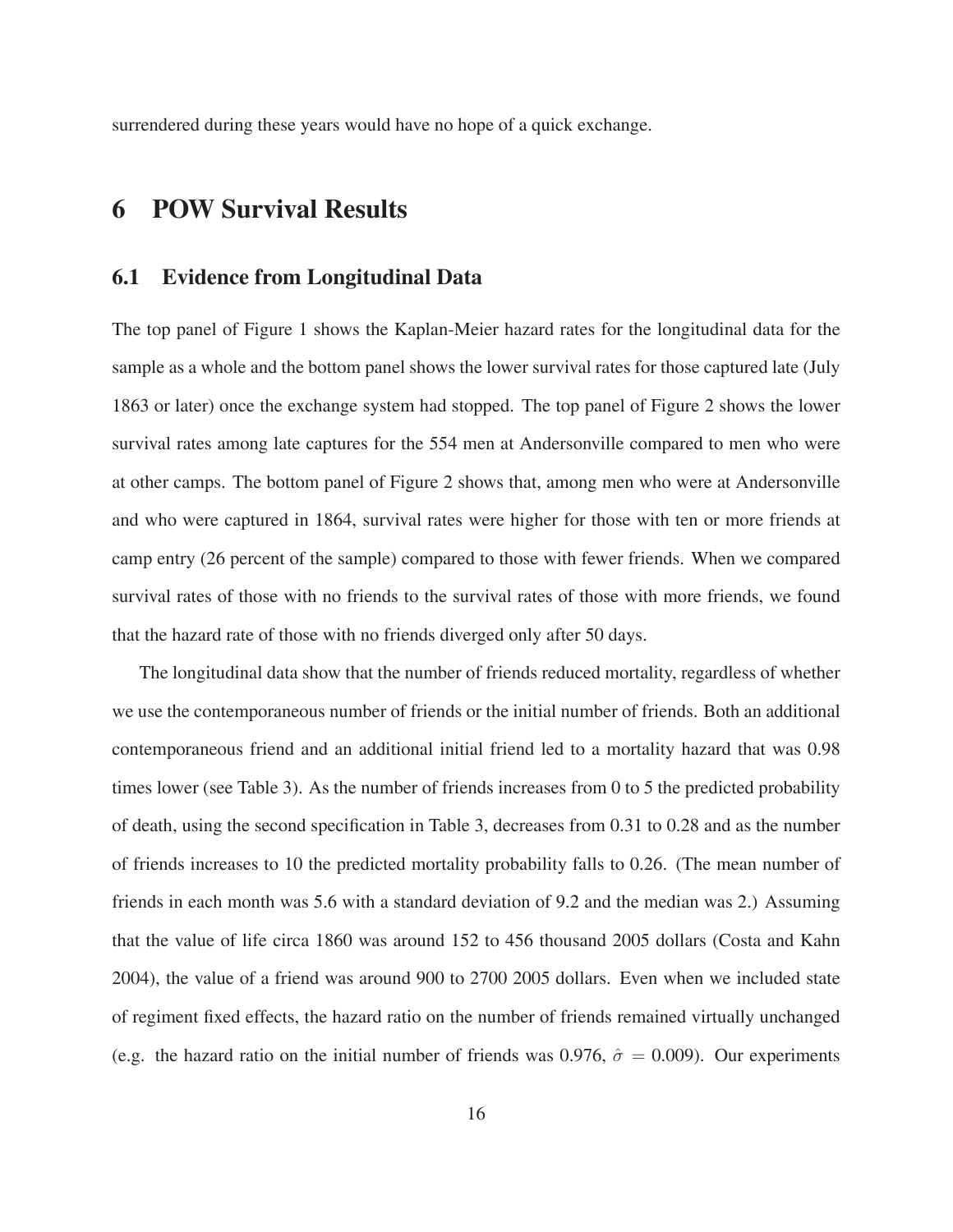surrendered during these years would have no hope of a quick exchange.

# 6 POW Survival Results

## 6.1 Evidence from Longitudinal Data

The top panel of Figure 1 shows the Kaplan-Meier hazard rates for the longitudinal data for the sample as a whole and the bottom panel shows the lower survival rates for those captured late (July 1863 or later) once the exchange system had stopped. The top panel of Figure 2 shows the lower survival rates among late captures for the 554 men at Andersonville compared to men who were at other camps. The bottom panel of Figure 2 shows that, among men who were at Andersonville and who were captured in 1864, survival rates were higher for those with ten or more friends at camp entry (26 percent of the sample) compared to those with fewer friends. When we compared survival rates of those with no friends to the survival rates of those with more friends, we found that the hazard rate of those with no friends diverged only after 50 days.

The longitudinal data show that the number of friends reduced mortality, regardless of whether we use the contemporaneous number of friends or the initial number of friends. Both an additional contemporaneous friend and an additional initial friend led to a mortality hazard that was 0.98 times lower (see Table 3). As the number of friends increases from 0 to 5 the predicted probability of death, using the second specification in Table 3, decreases from 0.31 to 0.28 and as the number of friends increases to 10 the predicted mortality probability falls to 0.26. (The mean number of friends in each month was 5.6 with a standard deviation of 9.2 and the median was 2.) Assuming that the value of life circa 1860 was around 152 to 456 thousand 2005 dollars (Costa and Kahn 2004), the value of a friend was around 900 to 2700 2005 dollars. Even when we included state of regiment fixed effects, the hazard ratio on the number of friends remained virtually unchanged (e.g. the hazard ratio on the initial number of friends was 0.976, $\hat{\sigma} = 0.009$). Our experiments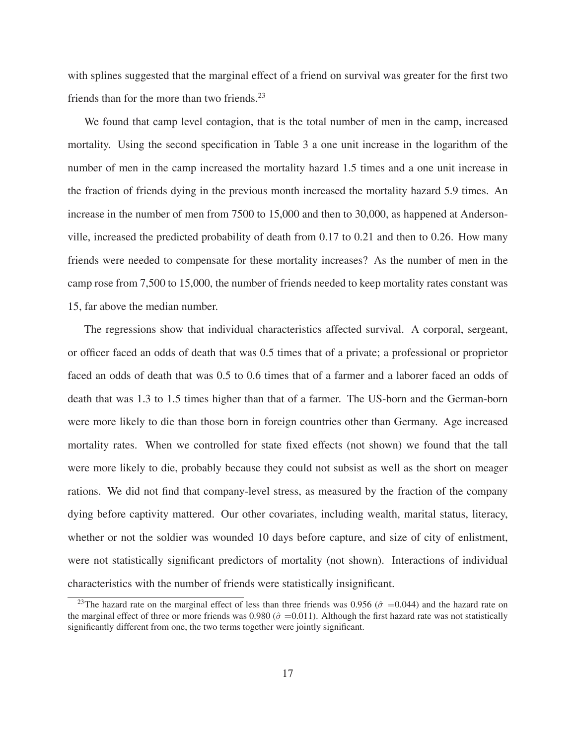with splines suggested that the marginal effect of a friend on survival was greater for the first two friends than for the more than two friends.[23]

We found that camp level contagion, that is the total number of men in the camp, increased mortality. Using the second specification in Table 3 a one unit increase in the logarithm of the number of men in the camp increased the mortality hazard 1.5 times and a one unit increase in the fraction of friends dying in the previous month increased the mortality hazard 5.9 times. An increase in the number of men from 7500 to 15,000 and then to 30,000, as happened at Andersonville, increased the predicted probability of death from 0.17 to 0.21 and then to 0.26. How many friends were needed to compensate for these mortality increases? As the number of men in the camp rose from 7,500 to 15,000, the number of friends needed to keep mortality rates constant was 15, far above the median number.

The regressions show that individual characteristics affected survival. A corporal, sergeant, or officer faced an odds of death that was 0.5 times that of a private; a professional or proprietor faced an odds of death that was 0.5 to 0.6 times that of a farmer and a laborer faced an odds of death that was 1.3 to 1.5 times higher than that of a farmer. The US-born and the German-born were more likely to die than those born in foreign countries other than Germany. Age increased mortality rates. When we controlled for state fixed effects (not shown) we found that the tall were more likely to die, probably because they could not subsist as well as the short on meager rations. We did not find that company-level stress, as measured by the fraction of the company dying before captivity mattered. Our other covariates, including wealth, marital status, literacy, whether or not the soldier was wounded 10 days before capture, and size of city of enlistment, were not statistically significant predictors of mortality (not shown). Interactions of individual characteristics with the number of friends were statistically insignificant.

[23]The hazard rate on the marginal effect of less than three friends was 0.956 ($\hat{\sigma}$ =0.044) and the hazard rate on the marginal effect of three or more friends was 0.980 ($\hat{\sigma}$ =0.011). Although the first hazard rate was not statistically significantly different from one, the two terms together were jointly significant.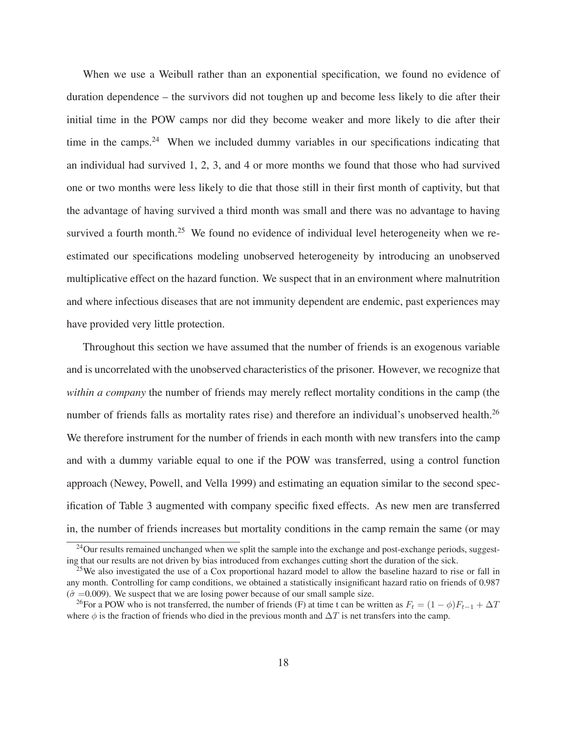When we use a Weibull rather than an exponential specification, we found no evidence of duration dependence – the survivors did not toughen up and become less likely to die after their initial time in the POW camps nor did they become weaker and more likely to die after their time in the camps.[24] When we included dummy variables in our specifications indicating that an individual had survived 1, 2, 3, and 4 or more months we found that those who had survived one or two months were less likely to die that those still in their first month of captivity, but that the advantage of having survived a third month was small and there was no advantage to having survived a fourth month.[25] We found no evidence of individual level heterogeneity when we re-estimated our specifications modeling unobserved heterogeneity by introducing an unobserved multiplicative effect on the hazard function. We suspect that in an environment where malnutrition and where infectious diseases that are not immunity dependent are endemic, past experiences may have provided very little protection.

Throughout this section we have assumed that the number of friends is an exogenous variable and is uncorrelated with the unobserved characteristics of the prisoner. However, we recognize that *within a company* the number of friends may merely reflect mortality conditions in the camp (the number of friends falls as mortality rates rise) and therefore an individual's unobserved health.[26] We therefore instrument for the number of friends in each month with new transfers into the camp and with a dummy variable equal to one if the POW was transferred, using a control function approach (Newey, Powell, and Vella 1999) and estimating an equation similar to the second specification of Table 3 augmented with company specific fixed effects. As new men are transferred in, the number of friends increases but mortality conditions in the camp remain the same (or may

[24] Our results remained unchanged when we split the sample into the exchange and post-exchange periods, suggesting that our results are not driven by bias introduced from exchanges cutting short the duration of the sick.

[25] We also investigated the use of a Cox proportional hazard model to allow the baseline hazard to rise or fall in any month. Controlling for camp conditions, we obtained a statistically insignificant hazard ratio on friends of 0.987 ($\hat{\sigma}$ =0.009). We suspect that we are losing power because of our small sample size.

[26] For a POW who is not transferred, the number of friends (F) at time t can be written as $F_t = (1 - \phi)F_{t-1} + \Delta T$ where $\phi$ is the fraction of friends who died in the previous month and $\Delta T$ is net transfers into the camp.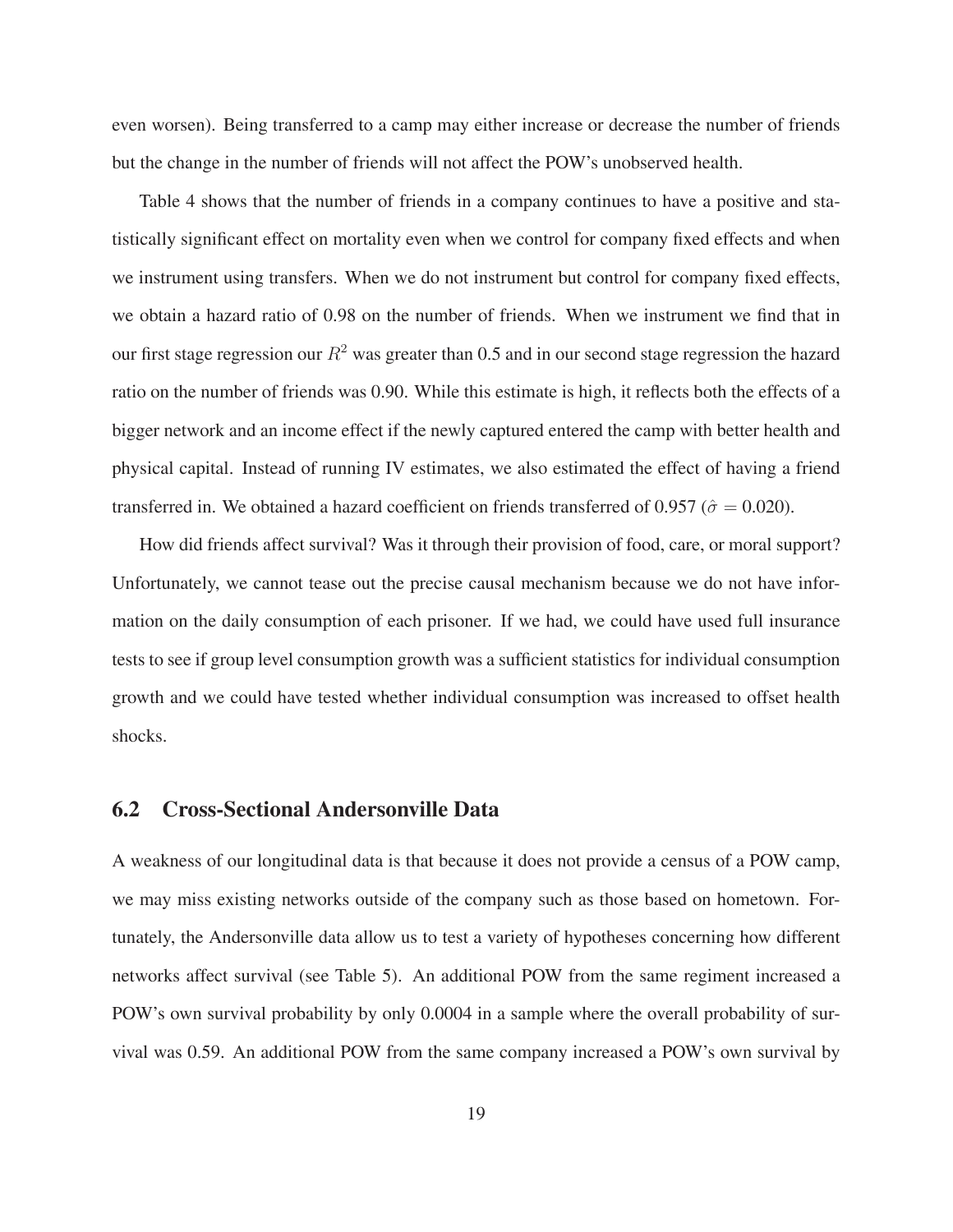even worsen). Being transferred to a camp may either increase or decrease the number of friends but the change in the number of friends will not affect the POW's unobserved health.

Table 4 shows that the number of friends in a company continues to have a positive and statistically significant effect on mortality even when we control for company fixed effects and when we instrument using transfers. When we do not instrument but control for company fixed effects, we obtain a hazard ratio of 0.98 on the number of friends. When we instrument we find that in our first stage regression our $R^2$ was greater than 0.5 and in our second stage regression the hazard ratio on the number of friends was 0.90. While this estimate is high, it reflects both the effects of a bigger network and an income effect if the newly captured entered the camp with better health and physical capital. Instead of running IV estimates, we also estimated the effect of having a friend transferred in. We obtained a hazard coefficient on friends transferred of 0.957 ($\hat{\sigma} = 0.020$).

How did friends affect survival? Was it through their provision of food, care, or moral support? Unfortunately, we cannot tease out the precise causal mechanism because we do not have information on the daily consumption of each prisoner. If we had, we could have used full insurance tests to see if group level consumption growth was a sufficient statistics for individual consumption growth and we could have tested whether individual consumption was increased to offset health shocks.

## 6.2 Cross-Sectional Andersonville Data

A weakness of our longitudinal data is that because it does not provide a census of a POW camp, we may miss existing networks outside of the company such as those based on hometown. Fortunately, the Andersonville data allow us to test a variety of hypotheses concerning how different networks affect survival (see Table 5). An additional POW from the same regiment increased a POW's own survival probability by only 0.0004 in a sample where the overall probability of survival was 0.59. An additional POW from the same company increased a POW's own survival by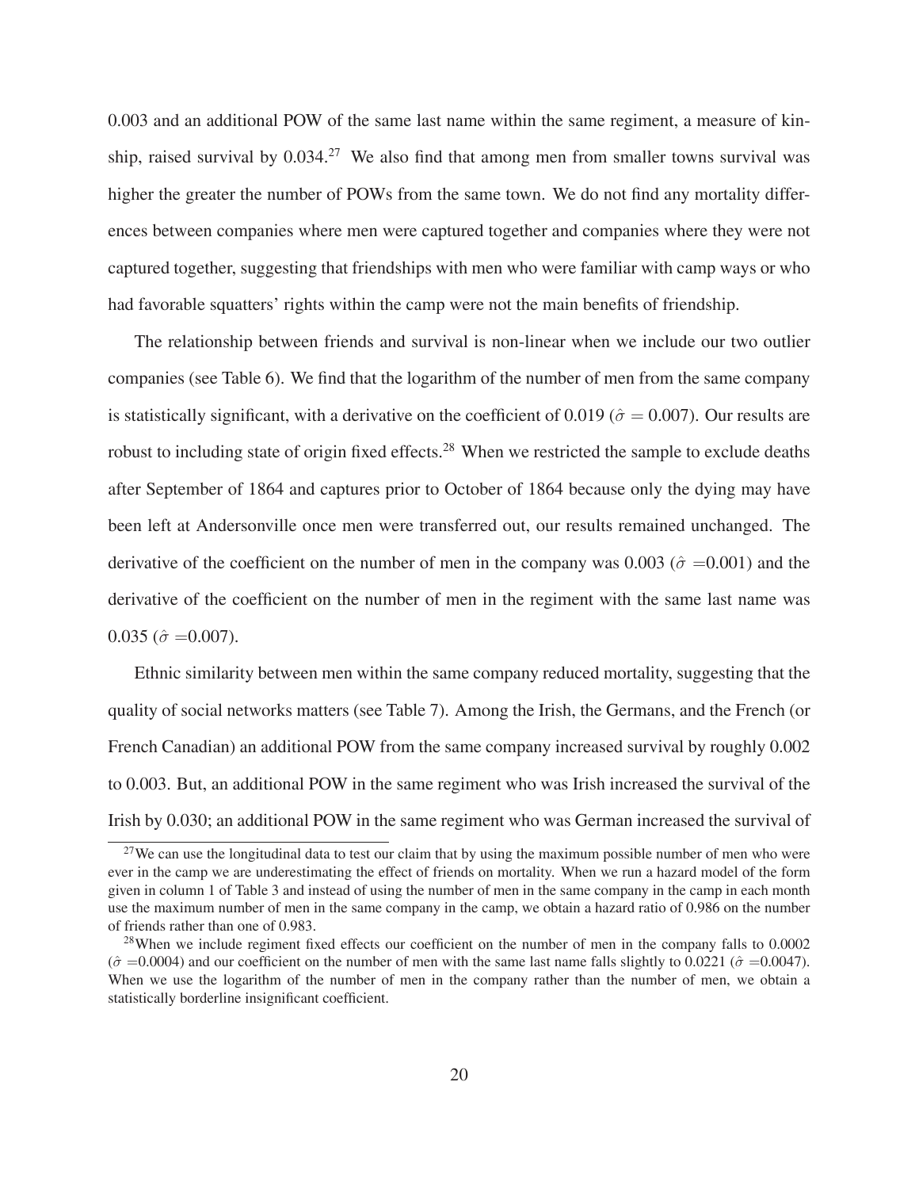0.003 and an additional POW of the same last name within the same regiment, a measure of kinship, raised survival by 0.034.[27] We also find that among men from smaller towns survival was higher the greater the number of POWs from the same town. We do not find any mortality differences between companies where men were captured together and companies where they were not captured together, suggesting that friendships with men who were familiar with camp ways or who had favorable squatters' rights within the camp were not the main benefits of friendship.

The relationship between friends and survival is non-linear when we include our two outlier companies (see Table 6). We find that the logarithm of the number of men from the same company is statistically significant, with a derivative on the coefficient of 0.019 ($\hat{\sigma} = 0.007$). Our results are robust to including state of origin fixed effects.[28] When we restricted the sample to exclude deaths after September of 1864 and captures prior to October of 1864 because only the dying may have been left at Andersonville once men were transferred out, our results remained unchanged. The derivative of the coefficient on the number of men in the company was 0.003 ($\hat{\sigma}$ =0.001) and the derivative of the coefficient on the number of men in the regiment with the same last name was 0.035 ($\hat{\sigma}$ =0.007).

Ethnic similarity between men within the same company reduced mortality, suggesting that the quality of social networks matters (see Table 7). Among the Irish, the Germans, and the French (or French Canadian) an additional POW from the same company increased survival by roughly 0.002 to 0.003. But, an additional POW in the same regiment who was Irish increased the survival of the Irish by 0.030; an additional POW in the same regiment who was German increased the survival of

[27]We can use the longitudinal data to test our claim that by using the maximum possible number of men who were ever in the camp we are underestimating the effect of friends on mortality. When we run a hazard model of the form given in column 1 of Table 3 and instead of using the number of men in the same company in the camp in each month use the maximum number of men in the same company in the camp, we obtain a hazard ratio of 0.986 on the number of friends rather than one of 0.983.

[28]When we include regiment fixed effects our coefficient on the number of men in the company falls to 0.0002 ($\hat{\sigma}$ =0.0004) and our coefficient on the number of men with the same last name falls slightly to 0.0221 ($\hat{\sigma}$ =0.0047). When we use the logarithm of the number of men in the company rather than the number of men, we obtain a statistically borderline insignificant coefficient.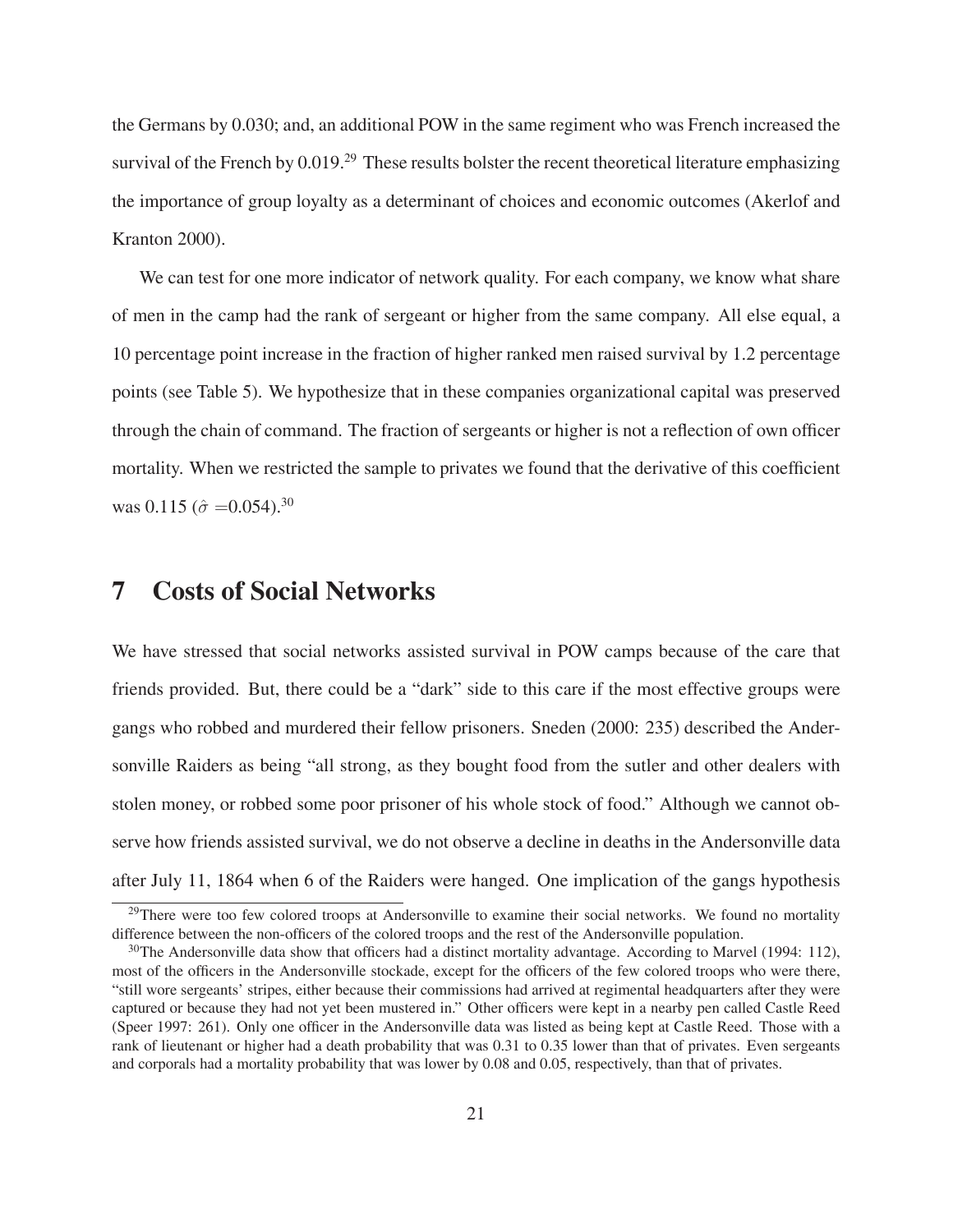the Germans by 0.030; and, an additional POW in the same regiment who was French increased the survival of the French by 0.019.[29] These results bolster the recent theoretical literature emphasizing the importance of group loyalty as a determinant of choices and economic outcomes (Akerlof and Kranton 2000).

We can test for one more indicator of network quality. For each company, we know what share of men in the camp had the rank of sergeant or higher from the same company. All else equal, a 10 percentage point increase in the fraction of higher ranked men raised survival by 1.2 percentage points (see Table 5). We hypothesize that in these companies organizational capital was preserved through the chain of command. The fraction of sergeants or higher is not a reflection of own officer mortality. When we restricted the sample to privates we found that the derivative of this coefficient was 0.115 ($\hat{\sigma}$ =0.054).[30]

# 7 Costs of Social Networks

We have stressed that social networks assisted survival in POW camps because of the care that friends provided. But, there could be a "dark" side to this care if the most effective groups were gangs who robbed and murdered their fellow prisoners. Sneden (2000: 235) described the Andersonville Raiders as being "all strong, as they bought food from the sutler and other dealers with stolen money, or robbed some poor prisoner of his whole stock of food." Although we cannot observe how friends assisted survival, we do not observe a decline in deaths in the Andersonville data after July 11, 1864 when 6 of the Raiders were hanged. One implication of the gangs hypothesis

[29] There were too few colored troops at Andersonville to examine their social networks. We found no mortality difference between the non-officers of the colored troops and the rest of the Andersonville population.

[30] The Andersonville data show that officers had a distinct mortality advantage. According to Marvel (1994: 112), most of the officers in the Andersonville stockade, except for the officers of the few colored troops who were there, "still wore sergeants' stripes, either because their commissions had arrived at regimental headquarters after they were captured or because they had not yet been mustered in." Other officers were kept in a nearby pen called Castle Reed (Speer 1997: 261). Only one officer in the Andersonville data was listed as being kept at Castle Reed. Those with a rank of lieutenant or higher had a death probability that was 0.31 to 0.35 lower than that of privates. Even sergeants and corporals had a mortality probability that was lower by 0.08 and 0.05, respectively, than that of privates.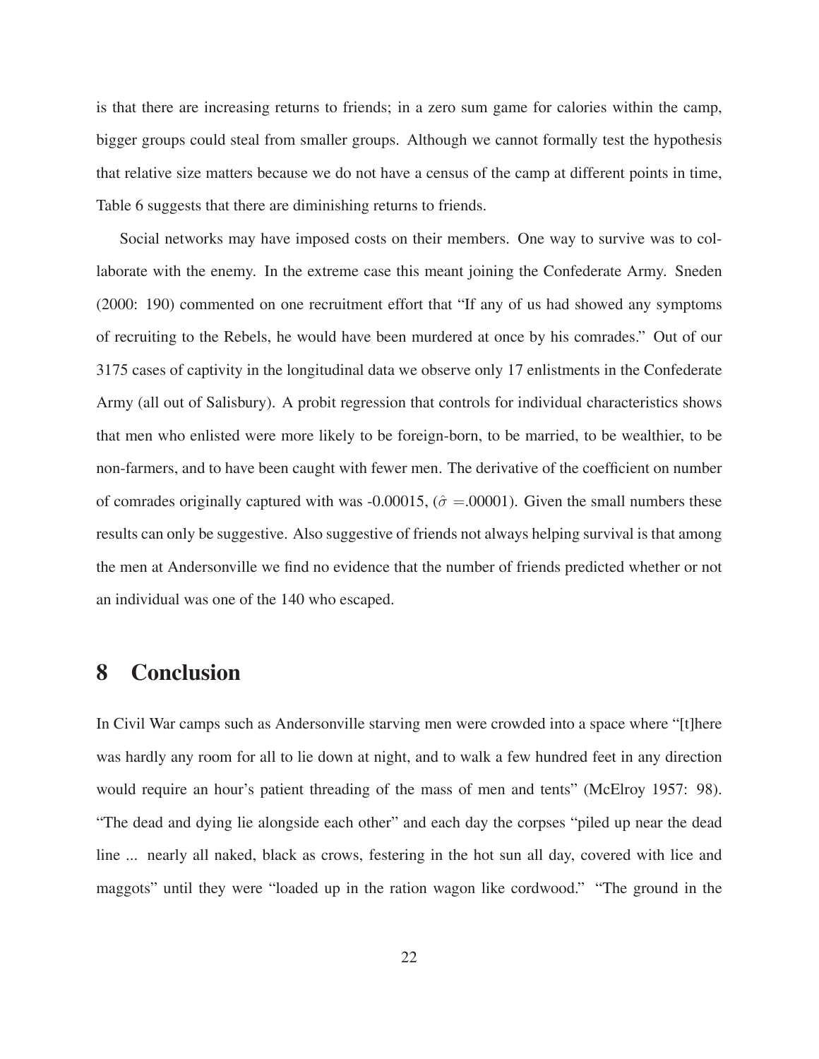is that there are increasing returns to friends; in a zero sum game for calories within the camp, bigger groups could steal from smaller groups. Although we cannot formally test the hypothesis that relative size matters because we do not have a census of the camp at different points in time, Table 6 suggests that there are diminishing returns to friends.

Social networks may have imposed costs on their members. One way to survive was to collaborate with the enemy. In the extreme case this meant joining the Confederate Army. Sneden (2000: 190) commented on one recruitment effort that "If any of us had showed any symptoms of recruiting to the Rebels, he would have been murdered at once by his comrades." Out of our 3175 cases of captivity in the longitudinal data we observe only 17 enlistments in the Confederate Army (all out of Salisbury). A probit regression that controls for individual characteristics shows that men who enlisted were more likely to be foreign-born, to be married, to be wealthier, to be non-farmers, and to have been caught with fewer men. The derivative of the coefficient on number of comrades originally captured with was -0.00015, ($\hat{\sigma}$ =.00001). Given the small numbers these results can only be suggestive. Also suggestive of friends not always helping survival is that among the men at Andersonville we find no evidence that the number of friends predicted whether or not an individual was one of the 140 who escaped.

# 8 Conclusion

In Civil War camps such as Andersonville starving men were crowded into a space where "[t]here was hardly any room for all to lie down at night, and to walk a few hundred feet in any direction would require an hour's patient threading of the mass of men and tents" (McElroy 1957: 98). "The dead and dying lie alongside each other" and each day the corpses "piled up near the dead line ... nearly all naked, black as crows, festering in the hot sun all day, covered with lice and maggots" until they were "loaded up in the ration wagon like cordwood." "The ground in the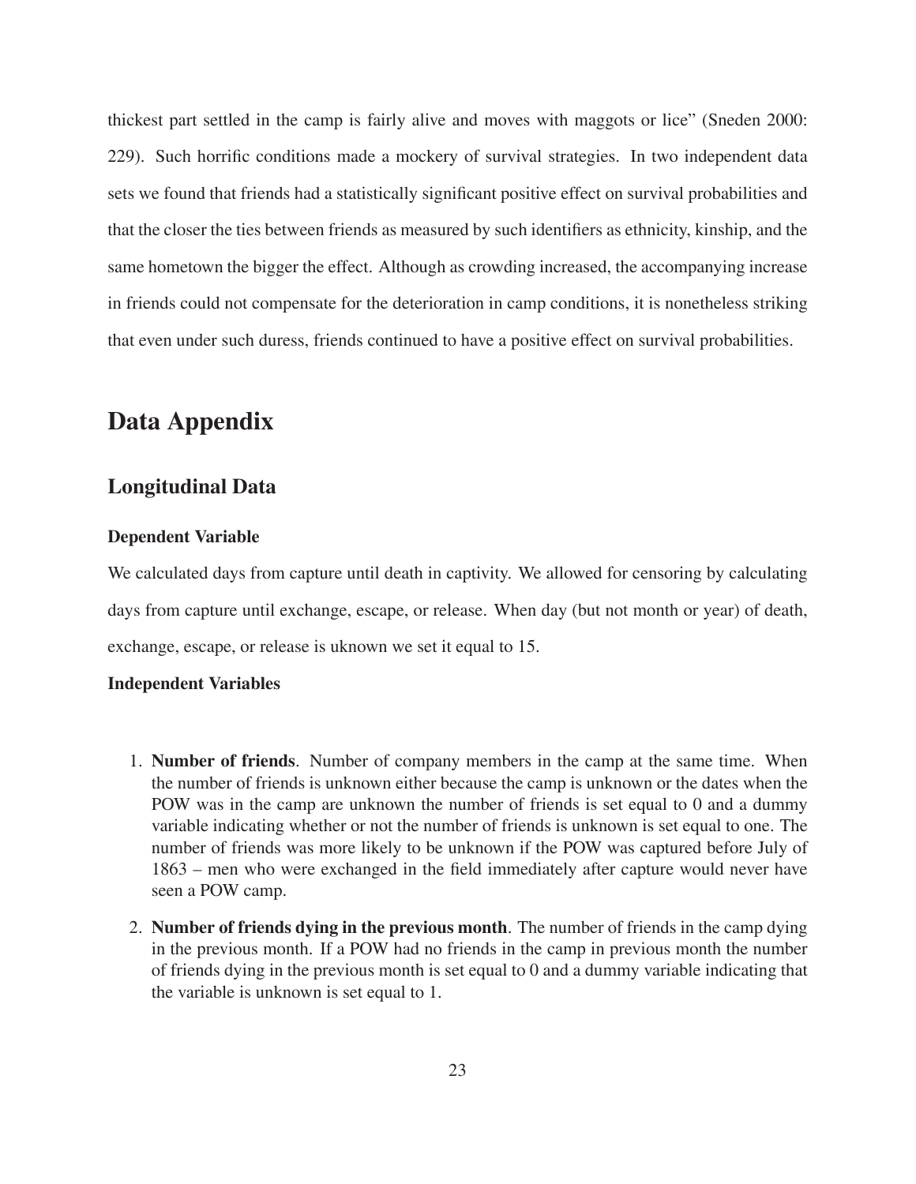thickest part settled in the camp is fairly alive and moves with maggots or lice" (Sneden 2000: 229). Such horrific conditions made a mockery of survival strategies. In two independent data sets we found that friends had a statistically significant positive effect on survival probabilities and that the closer the ties between friends as measured by such identifiers as ethnicity, kinship, and the same hometown the bigger the effect. Although as crowding increased, the accompanying increase in friends could not compensate for the deterioration in camp conditions, it is nonetheless striking that even under such duress, friends continued to have a positive effect on survival probabilities.

# Data Appendix

## Longitudinal Data

#### Dependent Variable

We calculated days from capture until death in captivity. We allowed for censoring by calculating days from capture until exchange, escape, or release. When day (but not month or year) of death, exchange, escape, or release is uknown we set it equal to 15.

#### Independent Variables

1. **Number of friends**. Number of company members in the camp at the same time. When the number of friends is unknown either because the camp is unknown or the dates when the POW was in the camp are unknown the number of friends is set equal to 0 and a dummy variable indicating whether or not the number of friends is unknown is set equal to one. The number of friends was more likely to be unknown if the POW was captured before July of 1863 – men who were exchanged in the field immediately after capture would never have seen a POW camp.

2. **Number of friends dying in the previous month**. The number of friends in the camp dying in the previous month. If a POW had no friends in the camp in previous month the number of friends dying in the previous month is set equal to 0 and a dummy variable indicating that the variable is unknown is set equal to 1.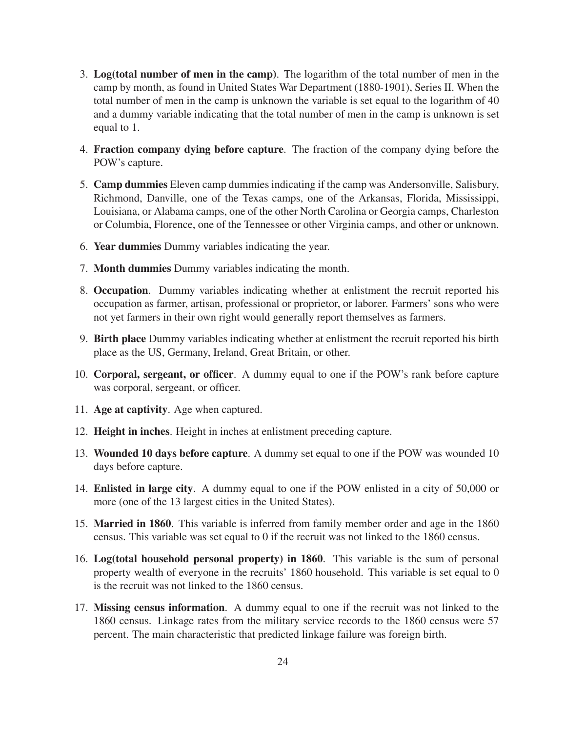3. **Log(total number of men in the camp)**. The logarithm of the total number of men in the camp by month, as found in United States War Department (1880-1901), Series II. When the total number of men in the camp is unknown the variable is set equal to the logarithm of 40 and a dummy variable indicating that the total number of men in the camp is unknown is set equal to 1.

4. **Fraction company dying before capture**. The fraction of the company dying before the POW's capture.

5. **Camp dummies** Eleven camp dummies indicating if the camp was Andersonville, Salisbury, Richmond, Danville, one of the Texas camps, one of the Arkansas, Florida, Mississippi, Louisiana, or Alabama camps, one of the other North Carolina or Georgia camps, Charleston or Columbia, Florence, one of the Tennessee or other Virginia camps, and other or unknown.

6. **Year dummies** Dummy variables indicating the year.

7. **Month dummies** Dummy variables indicating the month.

8. **Occupation**. Dummy variables indicating whether at enlistment the recruit reported his occupation as farmer, artisan, professional or proprietor, or laborer. Farmers' sons who were not yet farmers in their own right would generally report themselves as farmers.

9. **Birth place** Dummy variables indicating whether at enlistment the recruit reported his birth place as the US, Germany, Ireland, Great Britain, or other.

10. **Corporal, sergeant, or officer**. A dummy equal to one if the POW's rank before capture was corporal, sergeant, or officer.

11. **Age at captivity**. Age when captured.

12. **Height in inches**. Height in inches at enlistment preceding capture.

13. **Wounded 10 days before capture**. A dummy set equal to one if the POW was wounded 10 days before capture.

14. **Enlisted in large city**. A dummy equal to one if the POW enlisted in a city of 50,000 or more (one of the 13 largest cities in the United States).

15. **Married in 1860**. This variable is inferred from family member order and age in the 1860 census. This variable was set equal to 0 if the recruit was not linked to the 1860 census.

16. **Log(total household personal property) in 1860**. This variable is the sum of personal property wealth of everyone in the recruits' 1860 household. This variable is set equal to 0 is the recruit was not linked to the 1860 census.

17. **Missing census information**. A dummy equal to one if the recruit was not linked to the 1860 census. Linkage rates from the military service records to the 1860 census were 57 percent. The main characteristic that predicted linkage failure was foreign birth.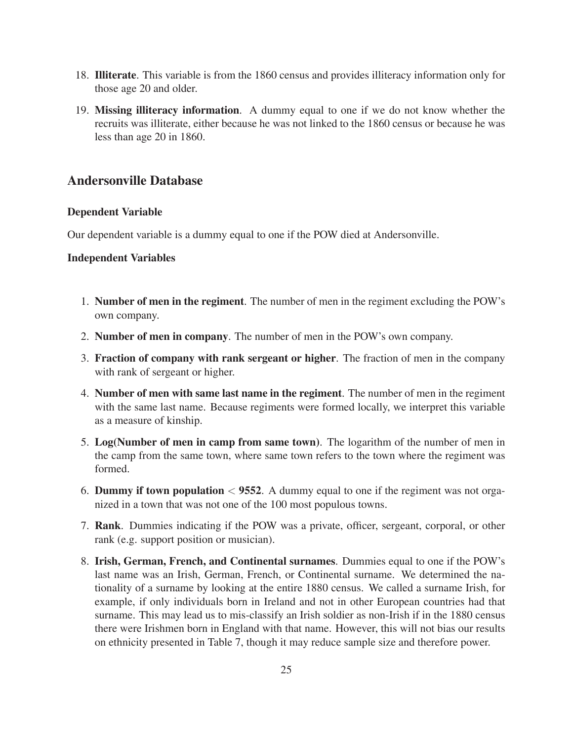18. **Illiterate**. This variable is from the 1860 census and provides illiteracy information only for those age 20 and older.

19. **Missing illiteracy information**. A dummy equal to one if we do not know whether the recruits was illiterate, either because he was not linked to the 1860 census or because he was less than age 20 in 1860.

## Andersonville Database

### Dependent Variable

Our dependent variable is a dummy equal to one if the POW died at Andersonville.

### Independent Variables

1. **Number of men in the regiment**. The number of men in the regiment excluding the POW's own company.

2. **Number of men in company**. The number of men in the POW's own company.

3. **Fraction of company with rank sergeant or higher**. The fraction of men in the company with rank of sergeant or higher.

4. **Number of men with same last name in the regiment**. The number of men in the regiment with the same last name. Because regiments were formed locally, we interpret this variable as a measure of kinship.

5. **Log(Number of men in camp from same town)**. The logarithm of the number of men in the camp from the same town, where same town refers to the town where the regiment was formed.

6. **Dummy if town population < 9552**. A dummy equal to one if the regiment was not organized in a town that was not one of the 100 most populous towns.

7. **Rank**. Dummies indicating if the POW was a private, officer, sergeant, corporal, or other rank (e.g. support position or musician).

8. **Irish, German, French, and Continental surnames**. Dummies equal to one if the POW's last name was an Irish, German, French, or Continental surname. We determined the nationality of a surname by looking at the entire 1880 census. We called a surname Irish, for example, if only individuals born in Ireland and not in other European countries had that surname. This may lead us to mis-classify an Irish soldier as non-Irish if in the 1880 census there were Irishmen born in England with that name. However, this will not bias our results on ethnicity presented in Table 7, though it may reduce sample size and therefore power.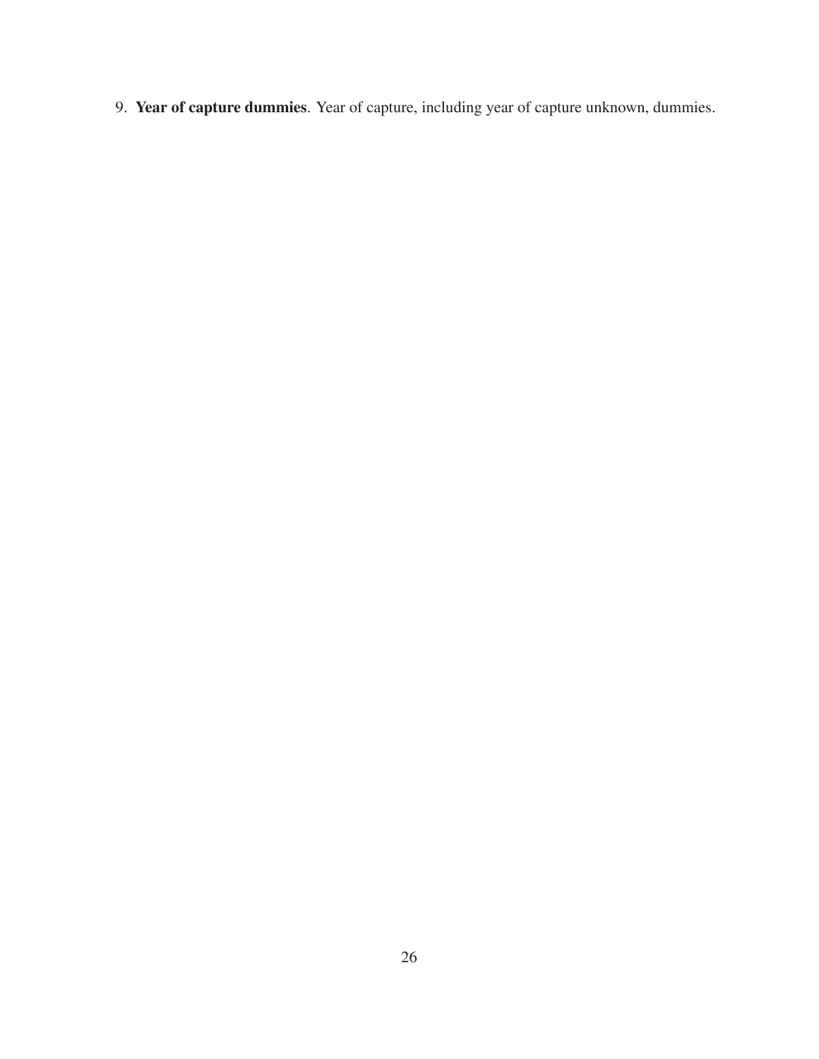9. **Year of capture dummies**. Year of capture, including year of capture unknown, dummies.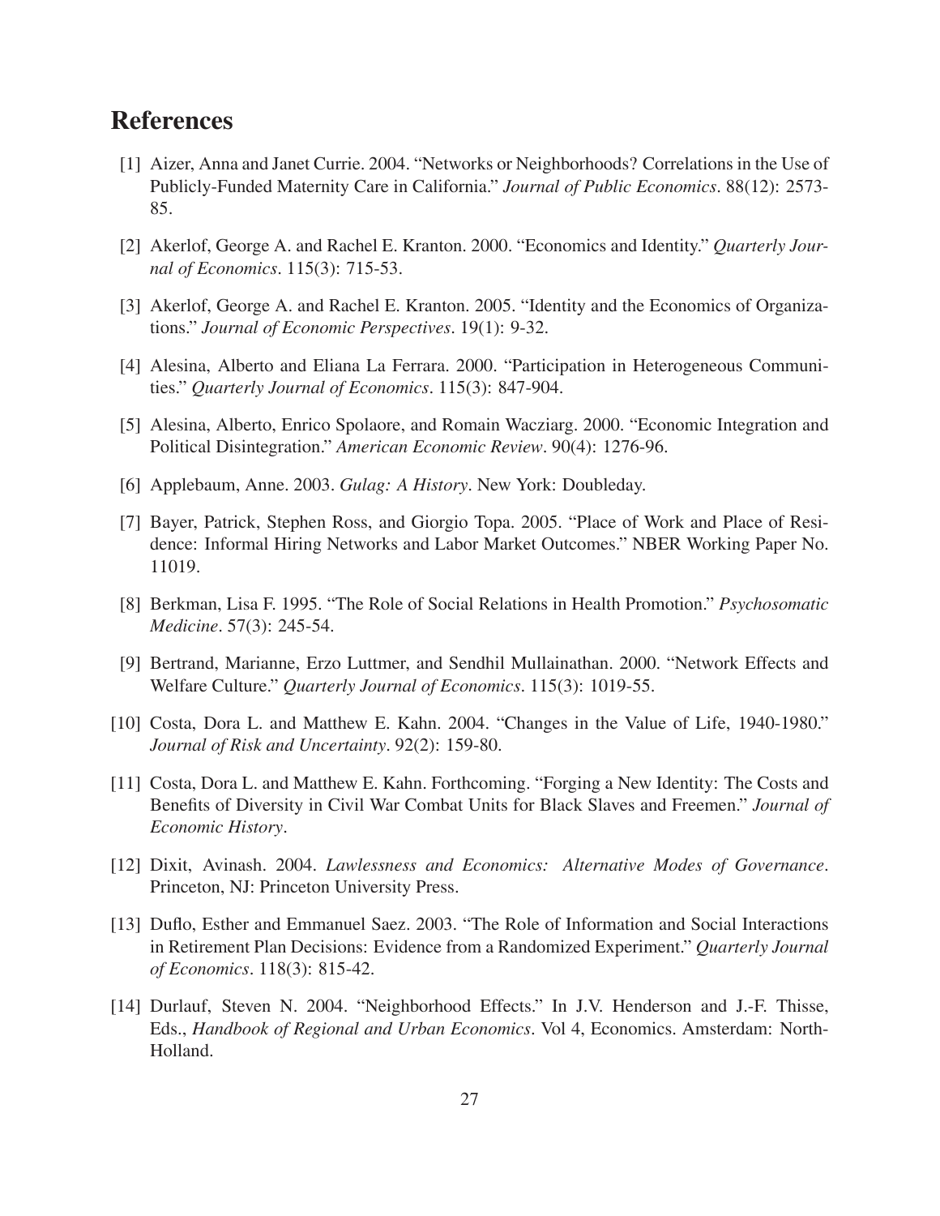# References

[1] Aizer, Anna and Janet Currie. 2004. "Networks or Neighborhoods? Correlations in the Use of Publicly-Funded Maternity Care in California." *Journal of Public Economics*. 88(12): 2573-85.

[2] Akerlof, George A. and Rachel E. Kranton. 2000. "Economics and Identity." *Quarterly Journal of Economics*. 115(3): 715-53.

[3] Akerlof, George A. and Rachel E. Kranton. 2005. "Identity and the Economics of Organizations." *Journal of Economic Perspectives*. 19(1): 9-32.

[4] Alesina, Alberto and Eliana La Ferrara. 2000. "Participation in Heterogeneous Communities." *Quarterly Journal of Economics*. 115(3): 847-904.

[5] Alesina, Alberto, Enrico Spolaore, and Romain Wacziarg. 2000. "Economic Integration and Political Disintegration." *American Economic Review*. 90(4): 1276-96.

[6] Applebaum, Anne. 2003. *Gulag: A History*. New York: Doubleday.

[7] Bayer, Patrick, Stephen Ross, and Giorgio Topa. 2005. "Place of Work and Place of Residence: Informal Hiring Networks and Labor Market Outcomes." NBER Working Paper No. 11019.

[8] Berkman, Lisa F. 1995. "The Role of Social Relations in Health Promotion." *Psychosomatic Medicine*. 57(3): 245-54.

[9] Bertrand, Marianne, Erzo Luttmer, and Sendhil Mullainathan. 2000. "Network Effects and Welfare Culture." *Quarterly Journal of Economics*. 115(3): 1019-55.

[10] Costa, Dora L. and Matthew E. Kahn. 2004. "Changes in the Value of Life, 1940-1980." *Journal of Risk and Uncertainty*. 92(2): 159-80.

[11] Costa, Dora L. and Matthew E. Kahn. Forthcoming. "Forging a New Identity: The Costs and Benefits of Diversity in Civil War Combat Units for Black Slaves and Freemen." *Journal of Economic History*.

[12] Dixit, Avinash. 2004. *Lawlessness and Economics: Alternative Modes of Governance*. Princeton, NJ: Princeton University Press.

[13] Duflo, Esther and Emmanuel Saez. 2003. "The Role of Information and Social Interactions in Retirement Plan Decisions: Evidence from a Randomized Experiment." *Quarterly Journal of Economics*. 118(3): 815-42.

[14] Durlauf, Steven N. 2004. "Neighborhood Effects." In J.V. Henderson and J.-F. Thisse, Eds., *Handbook of Regional and Urban Economics*. Vol 4, Economics. Amsterdam: North-Holland.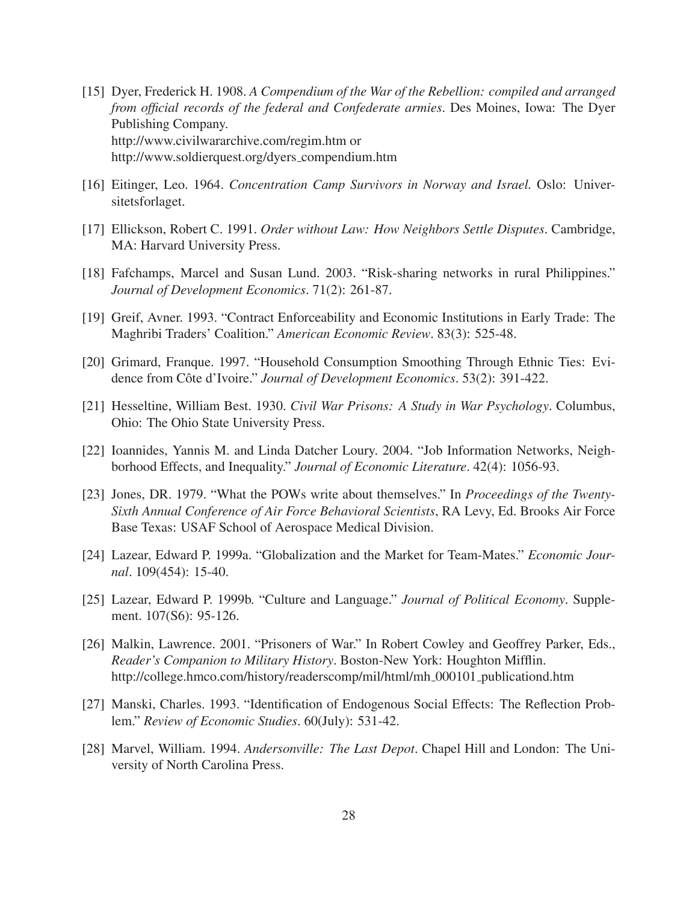[15] Dyer, Frederick H. 1908. *A Compendium of the War of the Rebellion: compiled and arranged from official records of the federal and Confederate armies*. Des Moines, Iowa: The Dyer Publishing Company.
http://www.civilwararchive.com/regim.htm or
http://www.soldierquest.org/dyers_compendium.htm

[16] Eitinger, Leo. 1964. *Concentration Camp Survivors in Norway and Israel.* Oslo: Universitetsforlaget.

[17] Ellickson, Robert C. 1991. *Order without Law: How Neighbors Settle Disputes*. Cambridge, MA: Harvard University Press.

[18] Fafchamps, Marcel and Susan Lund. 2003. "Risk-sharing networks in rural Philippines." *Journal of Development Economics*. 71(2): 261-87.

[19] Greif, Avner. 1993. "Contract Enforceability and Economic Institutions in Early Trade: The Maghribi Traders' Coalition." *American Economic Review*. 83(3): 525-48.

[20] Grimard, Franque. 1997. "Household Consumption Smoothing Through Ethnic Ties: Evidence from Côte d'Ivoire." *Journal of Development Economics*. 53(2): 391-422.

[21] Hesseltine, William Best. 1930. *Civil War Prisons: A Study in War Psychology*. Columbus, Ohio: The Ohio State University Press.

[22] Ioannides, Yannis M. and Linda Datcher Loury. 2004. "Job Information Networks, Neighborhood Effects, and Inequality." *Journal of Economic Literature*. 42(4): 1056-93.

[23] Jones, DR. 1979. "What the POWs write about themselves." In *Proceedings of the Twenty-Sixth Annual Conference of Air Force Behavioral Scientists*, RA Levy, Ed. Brooks Air Force Base Texas: USAF School of Aerospace Medical Division.

[24] Lazear, Edward P. 1999a. "Globalization and the Market for Team-Mates." *Economic Journal*. 109(454): 15-40.

[25] Lazear, Edward P. 1999b. "Culture and Language." *Journal of Political Economy*. Supplement. 107(S6): 95-126.

[26] Malkin, Lawrence. 2001. "Prisoners of War." In Robert Cowley and Geoffrey Parker, Eds., *Reader's Companion to Military History*. Boston-New York: Houghton Mifflin.
http://college.hmco.com/history/readerscomp/mil/html/mh_000101_publicationd.htm

[27] Manski, Charles. 1993. "Identification of Endogenous Social Effects: The Reflection Problem." *Review of Economic Studies*. 60(July): 531-42.

[28] Marvel, William. 1994. *Andersonville: The Last Depot*. Chapel Hill and London: The University of North Carolina Press.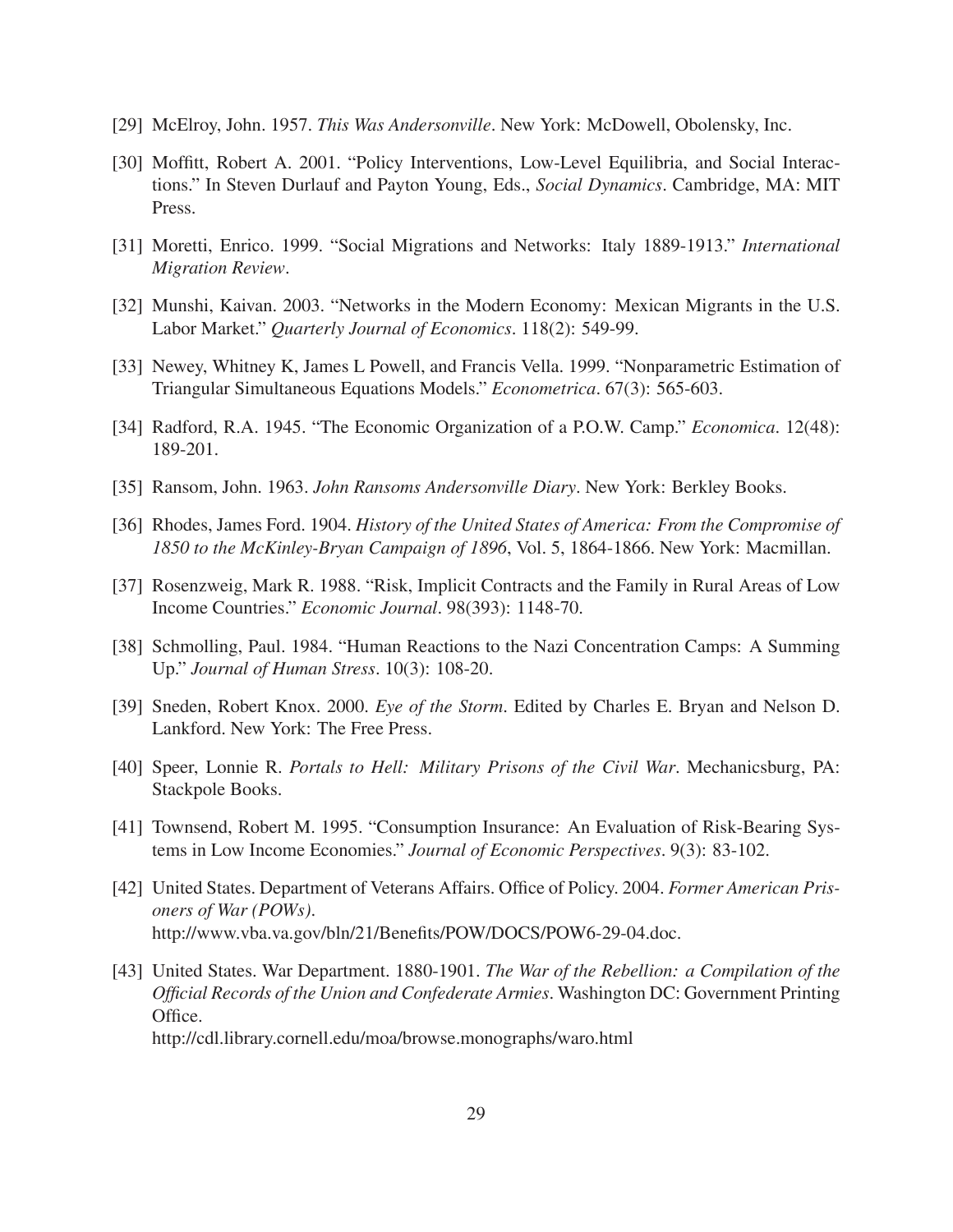[29] McElroy, John. 1957. *This Was Andersonville*. New York: McDowell, Obolensky, Inc.

[30] Moffitt, Robert A. 2001. "Policy Interventions, Low-Level Equilibria, and Social Interactions." In Steven Durlauf and Payton Young, Eds., *Social Dynamics*. Cambridge, MA: MIT Press.

[31] Moretti, Enrico. 1999. "Social Migrations and Networks: Italy 1889-1913." *International Migration Review*.

[32] Munshi, Kaivan. 2003. "Networks in the Modern Economy: Mexican Migrants in the U.S. Labor Market." *Quarterly Journal of Economics*. 118(2): 549-99.

[33] Newey, Whitney K, James L Powell, and Francis Vella. 1999. "Nonparametric Estimation of Triangular Simultaneous Equations Models." *Econometrica*. 67(3): 565-603.

[34] Radford, R.A. 1945. "The Economic Organization of a P.O.W. Camp." *Economica*. 12(48): 189-201.

[35] Ransom, John. 1963. *John Ransoms Andersonville Diary*. New York: Berkley Books.

[36] Rhodes, James Ford. 1904. *History of the United States of America: From the Compromise of 1850 to the McKinley-Bryan Campaign of 1896*, Vol. 5, 1864-1866. New York: Macmillan.

[37] Rosenzweig, Mark R. 1988. "Risk, Implicit Contracts and the Family in Rural Areas of Low Income Countries." *Economic Journal*. 98(393): 1148-70.

[38] Schmolling, Paul. 1984. "Human Reactions to the Nazi Concentration Camps: A Summing Up." *Journal of Human Stress*. 10(3): 108-20.

[39] Sneden, Robert Knox. 2000. *Eye of the Storm*. Edited by Charles E. Bryan and Nelson D. Lankford. New York: The Free Press.

[40] Speer, Lonnie R. *Portals to Hell: Military Prisons of the Civil War*. Mechanicsburg, PA: Stackpole Books.

[41] Townsend, Robert M. 1995. "Consumption Insurance: An Evaluation of Risk-Bearing Systems in Low Income Economies." *Journal of Economic Perspectives*. 9(3): 83-102.

[42] United States. Department of Veterans Affairs. Office of Policy. 2004. *Former American Prisoners of War (POWs)*.
http://www.vba.va.gov/bln/21/Benefits/POW/DOCS/POW6-29-04.doc.

[43] United States. War Department. 1880-1901. *The War of the Rebellion: a Compilation of the Official Records of the Union and Confederate Armies*. Washington DC: Government Printing Office.
http://cdl.library.cornell.edu/moa/browse.monographs/waro.html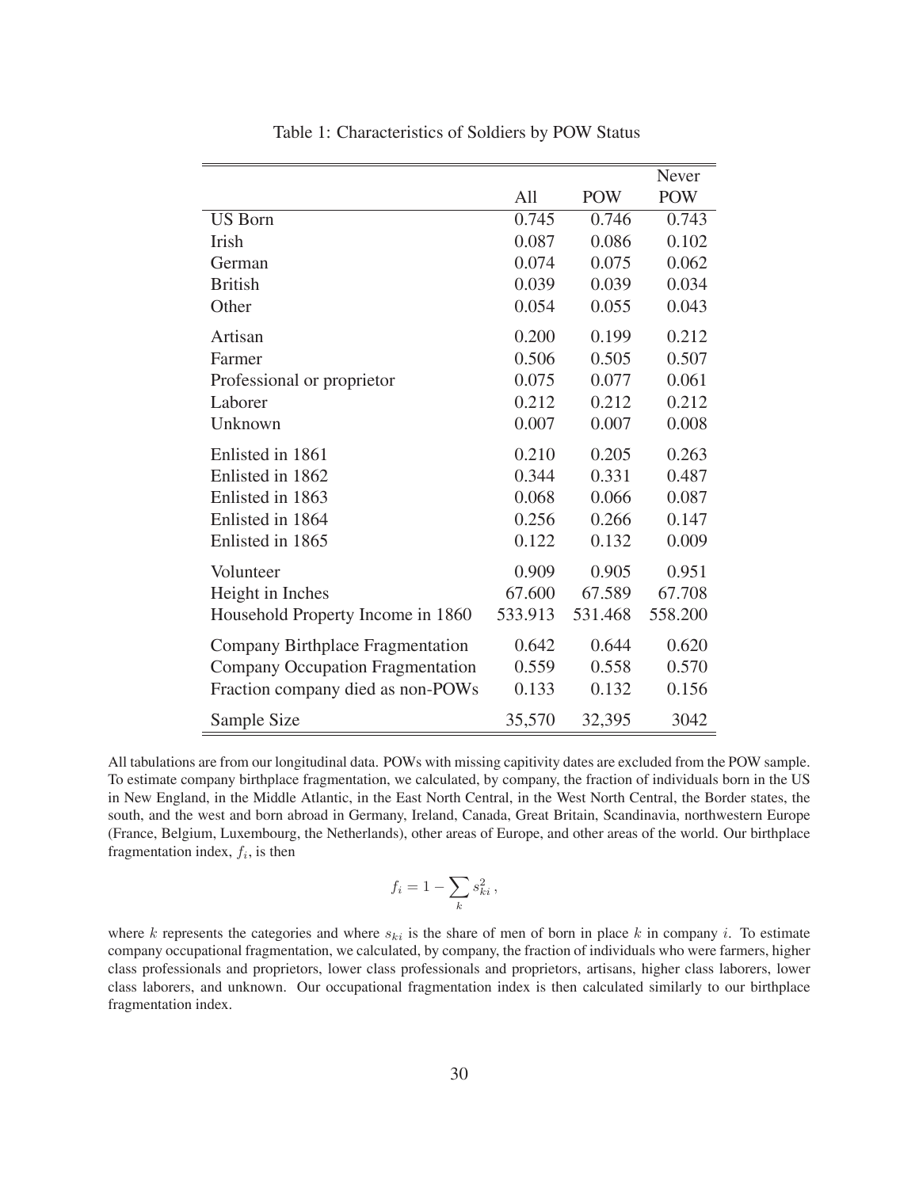Table 1: Characteristics of Soldiers by POW Status

| | All | POW | Never POW |
|---|---|---|---|
| US Born | 0.745 | 0.746 | 0.743 |
| Irish | 0.087 | 0.086 | 0.102 |
| German | 0.074 | 0.075 | 0.062 |
| British | 0.039 | 0.039 | 0.034 |
| Other | 0.054 | 0.055 | 0.043 |
| Artisan | 0.200 | 0.199 | 0.212 |
| Farmer | 0.506 | 0.505 | 0.507 |
| Professional or proprietor | 0.075 | 0.077 | 0.061 |
| Laborer | 0.212 | 0.212 | 0.212 |
| Unknown | 0.007 | 0.007 | 0.008 |
| Enlisted in 1861 | 0.210 | 0.205 | 0.263 |
| Enlisted in 1862 | 0.344 | 0.331 | 0.487 |
| Enlisted in 1863 | 0.068 | 0.066 | 0.087 |
| Enlisted in 1864 | 0.256 | 0.266 | 0.147 |
| Enlisted in 1865 | 0.122 | 0.132 | 0.009 |
| Volunteer | 0.909 | 0.905 | 0.951 |
| Height in Inches | 67.600 | 67.589 | 67.708 |
| Household Property Income in 1860 | 533.913 | 531.468 | 558.200 |
| Company Birthplace Fragmentation | 0.642 | 0.644 | 0.620 |
| Company Occupation Fragmentation | 0.559 | 0.558 | 0.570 |
| Fraction company died as non-POWs | 0.133 | 0.132 | 0.156 |
| Sample Size | 35,570 | 32,395 | 3042 |

All tabulations are from our longitudinal data. POWs with missing capitivity dates are excluded from the POW sample. To estimate company birthplace fragmentation, we calculated, by company, the fraction of individuals born in the US in New England, in the Middle Atlantic, in the East North Central, in the West North Central, the Border states, the south, and the west and born abroad in Germany, Ireland, Canada, Great Britain, Scandinavia, northwestern Europe (France, Belgium, Luxembourg, the Netherlands), other areas of Europe, and other areas of the world. Our birthplace fragmentation index, $f_i$, is then

$$f_i = 1 - \sum_k s_{ki}^2 \,,$$

where $k$ represents the categories and where $s_{ki}$ is the share of men of born in place $k$ in company $i$. To estimate company occupational fragmentation, we calculated, by company, the fraction of individuals who were farmers, higher class professionals and proprietors, lower class professionals and proprietors, artisans, higher class laborers, lower class laborers, and unknown. Our occupational fragmentation index is then calculated similarly to our birthplace fragmentation index.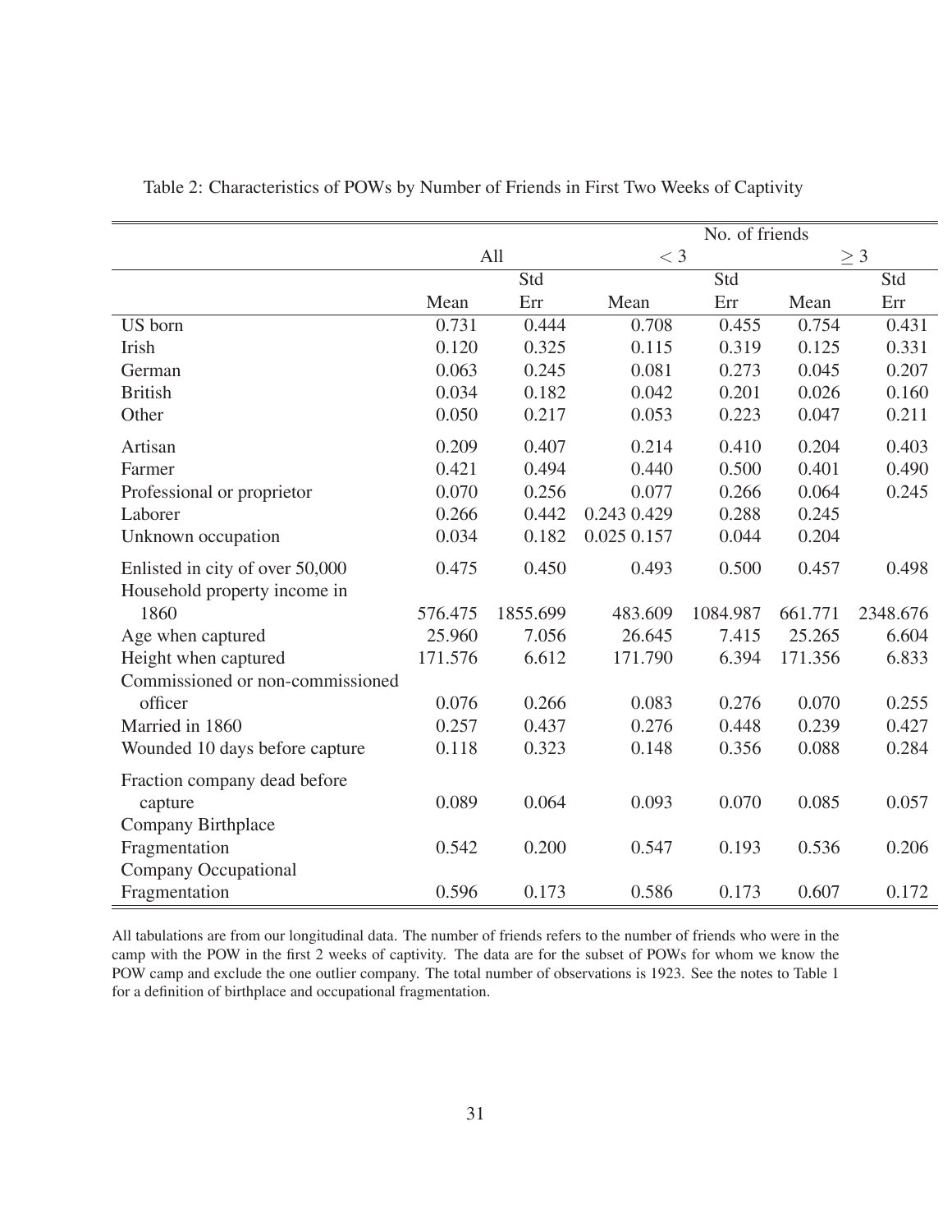Table 2: Characteristics of POWs by Number of Friends in First Two Weeks of Captivity

| | All | | No. of friends $< 3$ | | No. of friends $\geq 3$ | |
|---|---|---|---|---|---|---|
| | Mean | Std Err | Mean | Std Err | Mean | Std Err |
| US born | 0.731 | 0.444 | 0.708 | 0.455 | 0.754 | 0.431 |
| Irish | 0.120 | 0.325 | 0.115 | 0.319 | 0.125 | 0.331 |
| German | 0.063 | 0.245 | 0.081 | 0.273 | 0.045 | 0.207 |
| British | 0.034 | 0.182 | 0.042 | 0.201 | 0.026 | 0.160 |
| Other | 0.050 | 0.217 | 0.053 | 0.223 | 0.047 | 0.211 |
| Artisan | 0.209 | 0.407 | 0.214 | 0.410 | 0.204 | 0.403 |
| Farmer | 0.421 | 0.494 | 0.440 | 0.500 | 0.401 | 0.490 |
| Professional or proprietor | 0.070 | 0.256 | 0.077 | 0.266 | 0.064 | 0.245 |
| Laborer | 0.266 | 0.442 | 0.243 0.429 | 0.288 | 0.245 | |
| Unknown occupation | 0.034 | 0.182 | 0.025 0.157 | 0.044 | 0.204 | |
| Enlisted in city of over 50,000 | 0.475 | 0.450 | 0.493 | 0.500 | 0.457 | 0.498 |
| Household property income in 1860 | 576.475 | 1855.699 | 483.609 | 1084.987 | 661.771 | 2348.676 |
| Age when captured | 25.960 | 7.056 | 26.645 | 7.415 | 25.265 | 6.604 |
| Height when captured | 171.576 | 6.612 | 171.790 | 6.394 | 171.356 | 6.833 |
| Commissioned or non-commissioned officer | 0.076 | 0.266 | 0.083 | 0.276 | 0.070 | 0.255 |
| Married in 1860 | 0.257 | 0.437 | 0.276 | 0.448 | 0.239 | 0.427 |
| Wounded 10 days before capture | 0.118 | 0.323 | 0.148 | 0.356 | 0.088 | 0.284 |
| Fraction company dead before capture | 0.089 | 0.064 | 0.093 | 0.070 | 0.085 | 0.057 |
| Company Birthplace Fragmentation | 0.542 | 0.200 | 0.547 | 0.193 | 0.536 | 0.206 |
| Company Occupational Fragmentation | 0.596 | 0.173 | 0.586 | 0.173 | 0.607 | 0.172 |

All tabulations are from our longitudinal data. The number of friends refers to the number of friends who were in the camp with the POW in the first 2 weeks of captivity. The data are for the subset of POWs for whom we know the POW camp and exclude the one outlier company. The total number of observations is 1923. See the notes to Table 1 for a definition of birthplace and occupational fragmentation.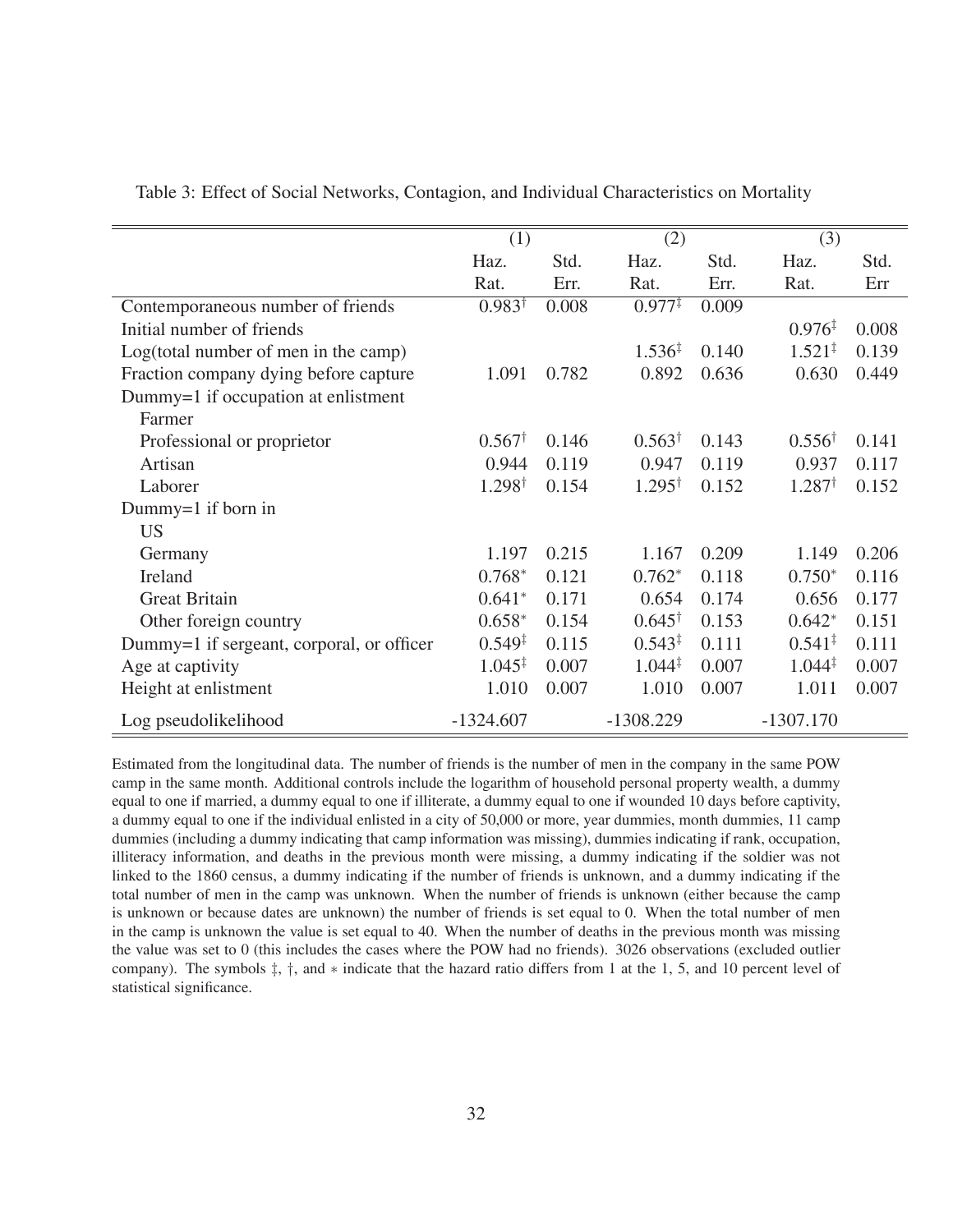Table 3: Effect of Social Networks, Contagion, and Individual Characteristics on Mortality

| | (1) | | (2) | | (3) | |
|---|---|---|---|---|---|---|
| | Haz. Rat. | Std. Err. | Haz. Rat. | Std. Err. | Haz. Rat. | Std. Err |
| Contemporaneous number of friends | 0.983$^{\dagger}$ | 0.008 | 0.977$^{\ddagger}$ | 0.009 | | |
| Initial number of friends | | | | | 0.976$^{\ddagger}$ | 0.008 |
| Log(total number of men in the camp) | | | 1.536$^{\ddagger}$ | 0.140 | 1.521$^{\ddagger}$ | 0.139 |
| Fraction company dying before capture | 1.091 | 0.782 | 0.892 | 0.636 | 0.630 | 0.449 |
| Dummy=1 if occupation at enlistment | | | | | | |
| Farmer | | | | | | |
| Professional or proprietor | 0.567$^{\dagger}$ | 0.146 | 0.563$^{\dagger}$ | 0.143 | 0.556$^{\dagger}$ | 0.141 |
| Artisan | 0.944 | 0.119 | 0.947 | 0.119 | 0.937 | 0.117 |
| Laborer | 1.298$^{\dagger}$ | 0.154 | 1.295$^{\dagger}$ | 0.152 | 1.287$^{\dagger}$ | 0.152 |
| Dummy=1 if born in | | | | | | |
| US | | | | | | |
| Germany | 1.197 | 0.215 | 1.167 | 0.209 | 1.149 | 0.206 |
| Ireland | 0.768$^{*}$ | 0.121 | 0.762$^{*}$ | 0.118 | 0.750$^{*}$ | 0.116 |
| Great Britain | 0.641$^{*}$ | 0.171 | 0.654 | 0.174 | 0.656 | 0.177 |
| Other foreign country | 0.658$^{*}$ | 0.154 | 0.645$^{\dagger}$ | 0.153 | 0.642$^{*}$ | 0.151 |
| Dummy=1 if sergeant, corporal, or officer | 0.549$^{\ddagger}$ | 0.115 | 0.543$^{\ddagger}$ | 0.111 | 0.541$^{\ddagger}$ | 0.111 |
| Age at captivity | 1.045$^{\ddagger}$ | 0.007 | 1.044$^{\ddagger}$ | 0.007 | 1.044$^{\ddagger}$ | 0.007 |
| Height at enlistment | 1.010 | 0.007 | 1.010 | 0.007 | 1.011 | 0.007 |
| Log pseudolikelihood | -1324.607 | | -1308.229 | | -1307.170 | |

Estimated from the longitudinal data. The number of friends is the number of men in the company in the same POW camp in the same month. Additional controls include the logarithm of household personal property wealth, a dummy equal to one if married, a dummy equal to one if illiterate, a dummy equal to one if wounded 10 days before captivity, a dummy equal to one if the individual enlisted in a city of 50,000 or more, year dummies, month dummies, 11 camp dummies (including a dummy indicating that camp information was missing), dummies indicating if rank, occupation, illiteracy information, and deaths in the previous month were missing, a dummy indicating if the soldier was not linked to the 1860 census, a dummy indicating if the number of friends is unknown, and a dummy indicating if the total number of men in the camp was unknown. When the number of friends is unknown (either because the camp is unknown or because dates are unknown) the number of friends is set equal to 0. When the total number of men in the camp is unknown the value is set equal to 40. When the number of deaths in the previous month was missing the value was set to 0 (this includes the cases where the POW had no friends). 3026 observations (excluded outlier company). The symbols $\ddagger$, $\dagger$, and $*$ indicate that the hazard ratio differs from 1 at the 1, 5, and 10 percent level of statistical significance.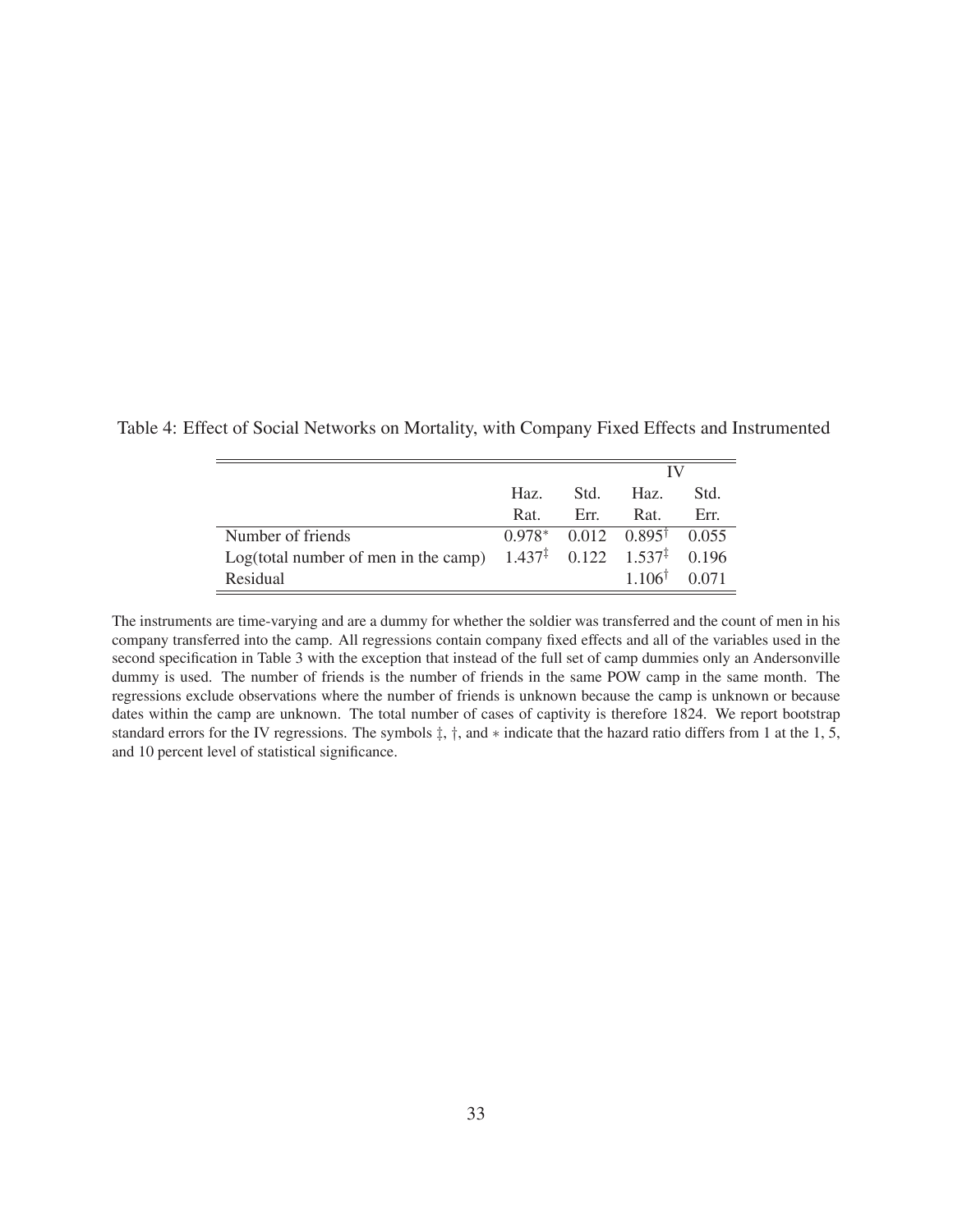Table 4: Effect of Social Networks on Mortality, with Company Fixed Effects and Instrumented

| | | | IV | |
|---|---|---|---|---|
| | Haz. Rat. | Std. Err. | Haz. Rat. | Std. Err. |
| Number of friends | $0.978^{*}$ | 0.012 | $0.895^{\dagger}$ | 0.055 |
| Log(total number of men in the camp) | $1.437^{\ddagger}$ | 0.122 | $1.537^{\ddagger}$ | 0.196 |
| Residual | | | $1.106^{\dagger}$ | 0.071 |

The instruments are time-varying and are a dummy for whether the soldier was transferred and the count of men in his company transferred into the camp. All regressions contain company fixed effects and all of the variables used in the second specification in Table 3 with the exception that instead of the full set of camp dummies only an Andersonville dummy is used. The number of friends is the number of friends in the same POW camp in the same month. The regressions exclude observations where the number of friends is unknown because the camp is unknown or because dates within the camp are unknown. The total number of cases of captivity is therefore 1824. We report bootstrap standard errors for the IV regressions. The symbols $\ddagger$, $\dagger$, and $*$ indicate that the hazard ratio differs from 1 at the 1, 5, and 10 percent level of statistical significance.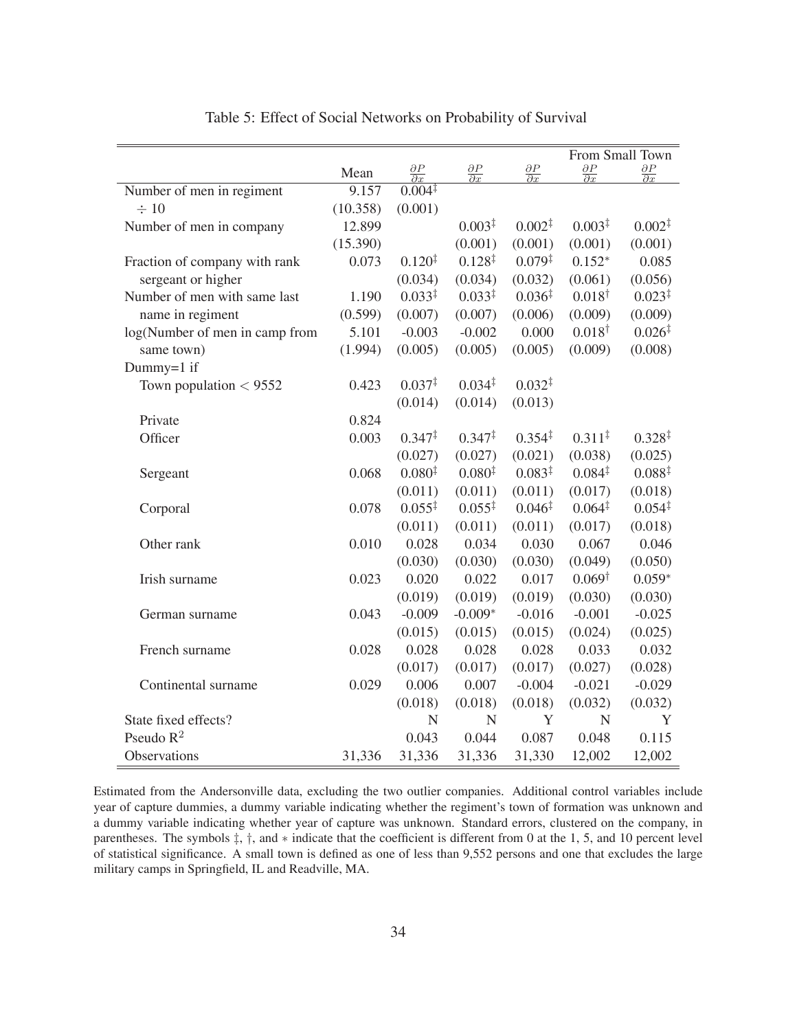Table 5: Effect of Social Networks on Probability of Survival

| | Mean | $\frac{\partial P}{\partial x}$ | $\frac{\partial P}{\partial x}$ | $\frac{\partial P}{\partial x}$ | From Small Town $\frac{\partial P}{\partial x}$ | From Small Town $\frac{\partial P}{\partial x}$ |
|---|---|---|---|---|---|---|
| Number of men in regiment | 9.157 | $0.004^{‡}$ | | | | |
| $\div$ 10 | (10.358) | (0.001) | | | | |
| Number of men in company | 12.899 | | $0.003^{‡}$ | $0.002^{‡}$ | $0.003^{‡}$ | $0.002^{‡}$ |
| | (15.390) | | (0.001) | (0.001) | (0.001) | (0.001) |
| Fraction of company with rank | 0.073 | $0.120^{‡}$ | $0.128^{‡}$ | $0.079^{‡}$ | $0.152^{*}$ | 0.085 |
| sergeant or higher | | (0.034) | (0.034) | (0.032) | (0.061) | (0.056) |
| Number of men with same last | 1.190 | $0.033^{‡}$ | $0.033^{‡}$ | $0.036^{‡}$ | $0.018^{†}$ | $0.023^{‡}$ |
| name in regiment | (0.599) | (0.007) | (0.007) | (0.006) | (0.009) | (0.009) |
| log(Number of men in camp from | 5.101 | -0.003 | -0.002 | 0.000 | $0.018^{†}$ | $0.026^{‡}$ |
| same town) | (1.994) | (0.005) | (0.005) | (0.005) | (0.009) | (0.008) |
| Dummy=1 if | | | | | | |
| Town population < 9552 | 0.423 | $0.037^{‡}$ | $0.034^{‡}$ | $0.032^{‡}$ | | |
| | | (0.014) | (0.014) | (0.013) | | |
| Private | 0.824 | | | | | |
| Officer | 0.003 | $0.347^{‡}$ | $0.347^{‡}$ | $0.354^{‡}$ | $0.311^{‡}$ | $0.328^{‡}$ |
| | | (0.027) | (0.027) | (0.021) | (0.038) | (0.025) |
| Sergeant | 0.068 | $0.080^{‡}$ | $0.080^{‡}$ | $0.083^{‡}$ | $0.084^{‡}$ | $0.088^{‡}$ |
| | | (0.011) | (0.011) | (0.011) | (0.017) | (0.018) |
| Corporal | 0.078 | $0.055^{‡}$ | $0.055^{‡}$ | $0.046^{‡}$ | $0.064^{‡}$ | $0.054^{‡}$ |
| | | (0.011) | (0.011) | (0.011) | (0.017) | (0.018) |
| Other rank | 0.010 | 0.028 | 0.034 | 0.030 | 0.067 | 0.046 |
| | | (0.030) | (0.030) | (0.030) | (0.049) | (0.050) |
| Irish surname | 0.023 | 0.020 | 0.022 | 0.017 | $0.069^{†}$ | $0.059^{*}$ |
| | | (0.019) | (0.019) | (0.019) | (0.030) | (0.030) |
| German surname | 0.043 | -0.009 | $-0.009^{*}$ | -0.016 | -0.001 | -0.025 |
| | | (0.015) | (0.015) | (0.015) | (0.024) | (0.025) |
| French surname | 0.028 | 0.028 | 0.028 | 0.028 | 0.033 | 0.032 |
| | | (0.017) | (0.017) | (0.017) | (0.027) | (0.028) |
| Continental surname | 0.029 | 0.006 | 0.007 | -0.004 | -0.021 | -0.029 |
| | | (0.018) | (0.018) | (0.018) | (0.032) | (0.032) |
| State fixed effects? | | N | N | Y | N | Y |
| Pseudo $R^2$ | | 0.043 | 0.044 | 0.087 | 0.048 | 0.115 |
| Observations | 31,336 | 31,336 | 31,336 | 31,330 | 12,002 | 12,002 |

Estimated from the Andersonville data, excluding the two outlier companies. Additional control variables include year of capture dummies, a dummy variable indicating whether the regiment's town of formation was unknown and a dummy variable indicating whether year of capture was unknown. Standard errors, clustered on the company, in parentheses. The symbols ‡, †, and $*$ indicate that the coefficient is different from 0 at the 1, 5, and 10 percent level of statistical significance. A small town is defined as one of less than 9,552 persons and one that excludes the large military camps in Springfield, IL and Readville, MA.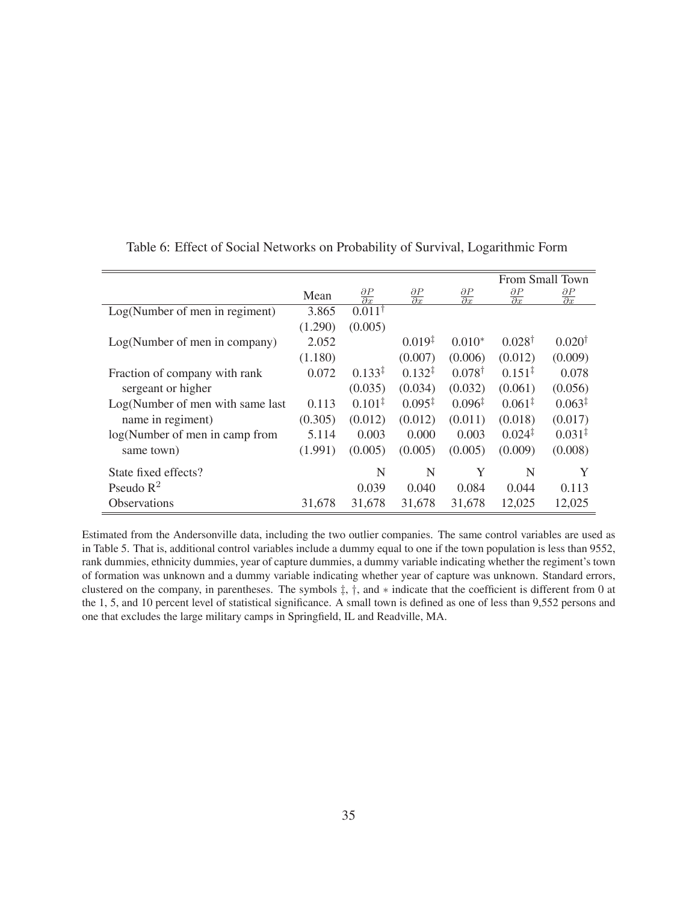Table 6: Effect of Social Networks on Probability of Survival, Logarithmic Form

| | | | | | From Small Town | |
|---|---|---|---|---|---|---|
| | Mean | $\frac{\partial P}{\partial x}$ | $\frac{\partial P}{\partial x}$ | $\frac{\partial P}{\partial x}$ | $\frac{\partial P}{\partial x}$ | $\frac{\partial P}{\partial x}$ |
| Log(Number of men in regiment) | 3.865 | $0.011^{\dagger}$ | | | | |
| | (1.290) | (0.005) | | | | |
| Log(Number of men in company) | 2.052 | | $0.019^{\ddagger}$ | $0.010^{*}$ | $0.028^{\dagger}$ | $0.020^{\dagger}$ |
| | (1.180) | | (0.007) | (0.006) | (0.012) | (0.009) |
| Fraction of company with rank sergeant or higher | 0.072 | $0.133^{\ddagger}$ | $0.132^{\ddagger}$ | $0.078^{\dagger}$ | $0.151^{\ddagger}$ | 0.078 |
| | | (0.035) | (0.034) | (0.032) | (0.061) | (0.056) |
| Log(Number of men with same last name in regiment) | 0.113 | $0.101^{\ddagger}$ | $0.095^{\ddagger}$ | $0.096^{\ddagger}$ | $0.061^{\ddagger}$ | $0.063^{\ddagger}$ |
| | (0.305) | (0.012) | (0.012) | (0.011) | (0.018) | (0.017) |
| log(Number of men in camp from same town) | 5.114 | 0.003 | 0.000 | 0.003 | $0.024^{\ddagger}$ | $0.031^{\ddagger}$ |
| | (1.991) | (0.005) | (0.005) | (0.005) | (0.009) | (0.008) |
| State fixed effects? | | N | N | Y | N | Y |
| Pseudo $R^2$ | | 0.039 | 0.040 | 0.084 | 0.044 | 0.113 |
| Observations | 31,678 | 31,678 | 31,678 | 31,678 | 12,025 | 12,025 |

Estimated from the Andersonville data, including the two outlier companies. The same control variables are used as in Table 5. That is, additional control variables include a dummy equal to one if the town population is less than 9552, rank dummies, ethnicity dummies, year of capture dummies, a dummy variable indicating whether the regiment's town of formation was unknown and a dummy variable indicating whether year of capture was unknown. Standard errors, clustered on the company, in parentheses. The symbols ‡, †, and $*$ indicate that the coefficient is different from 0 at the 1, 5, and 10 percent level of statistical significance. A small town is defined as one of less than 9,552 persons and one that excludes the large military camps in Springfield, IL and Readville, MA.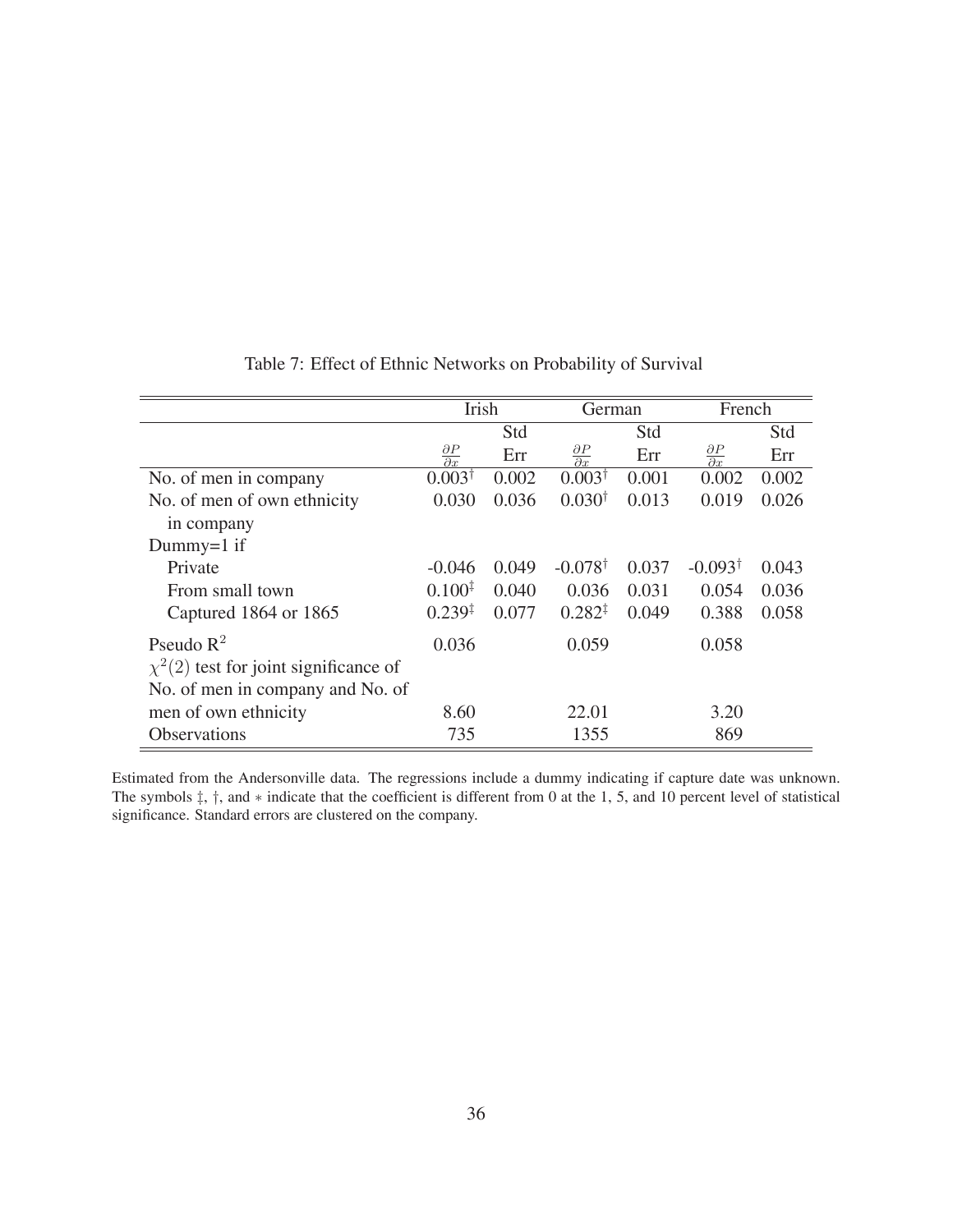Table 7: Effect of Ethnic Networks on Probability of Survival

| | Irish | | German | | French | |
|---|---|---|---|---|---|---|
| | $\frac{\partial P}{\partial x}$ | Std Err | $\frac{\partial P}{\partial x}$ | Std Err | $\frac{\partial P}{\partial x}$ | Std Err |
| No. of men in company | $0.003^{\dagger}$ | 0.002 | $0.003^{\dagger}$ | 0.001 | 0.002 | 0.002 |
| No. of men of own ethnicity in company | 0.030 | 0.036 | $0.030^{\dagger}$ | 0.013 | 0.019 | 0.026 |
| Dummy=1 if | | | | | | |
| Private | -0.046 | 0.049 | $-0.078^{\dagger}$ | 0.037 | $-0.093^{\dagger}$ | 0.043 |
| From small town | $0.100^{\ddagger}$ | 0.040 | 0.036 | 0.031 | 0.054 | 0.036 |
| Captured 1864 or 1865 | $0.239^{\ddagger}$ | 0.077 | $0.282^{\ddagger}$ | 0.049 | 0.388 | 0.058 |
| Pseudo $R^2$ | 0.036 | | 0.059 | | 0.058 | |
| $\chi^2(2)$ test for joint significance of No. of men in company and No. of men of own ethnicity | 8.60 | | 22.01 | | 3.20 | |
| Observations | 735 | | 1355 | | 869 | |

Estimated from the Andersonville data. The regressions include a dummy indicating if capture date was unknown. The symbols $\ddagger$, $\dagger$, and $*$ indicate that the coefficient is different from 0 at the 1, 5, and 10 percent level of statistical significance. Standard errors are clustered on the company.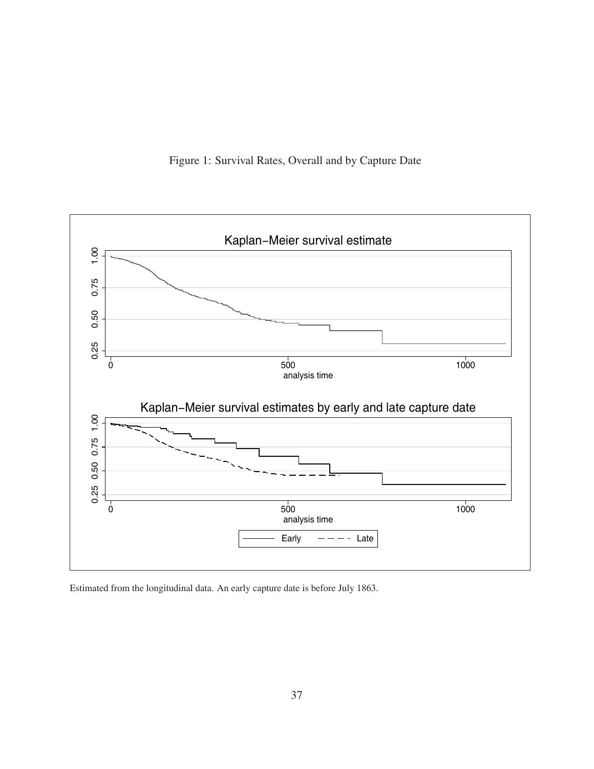Figure 1: Survival Rates, Overall and by Capture Date

Estimated from the longitudinal data. An early capture date is before July 1863.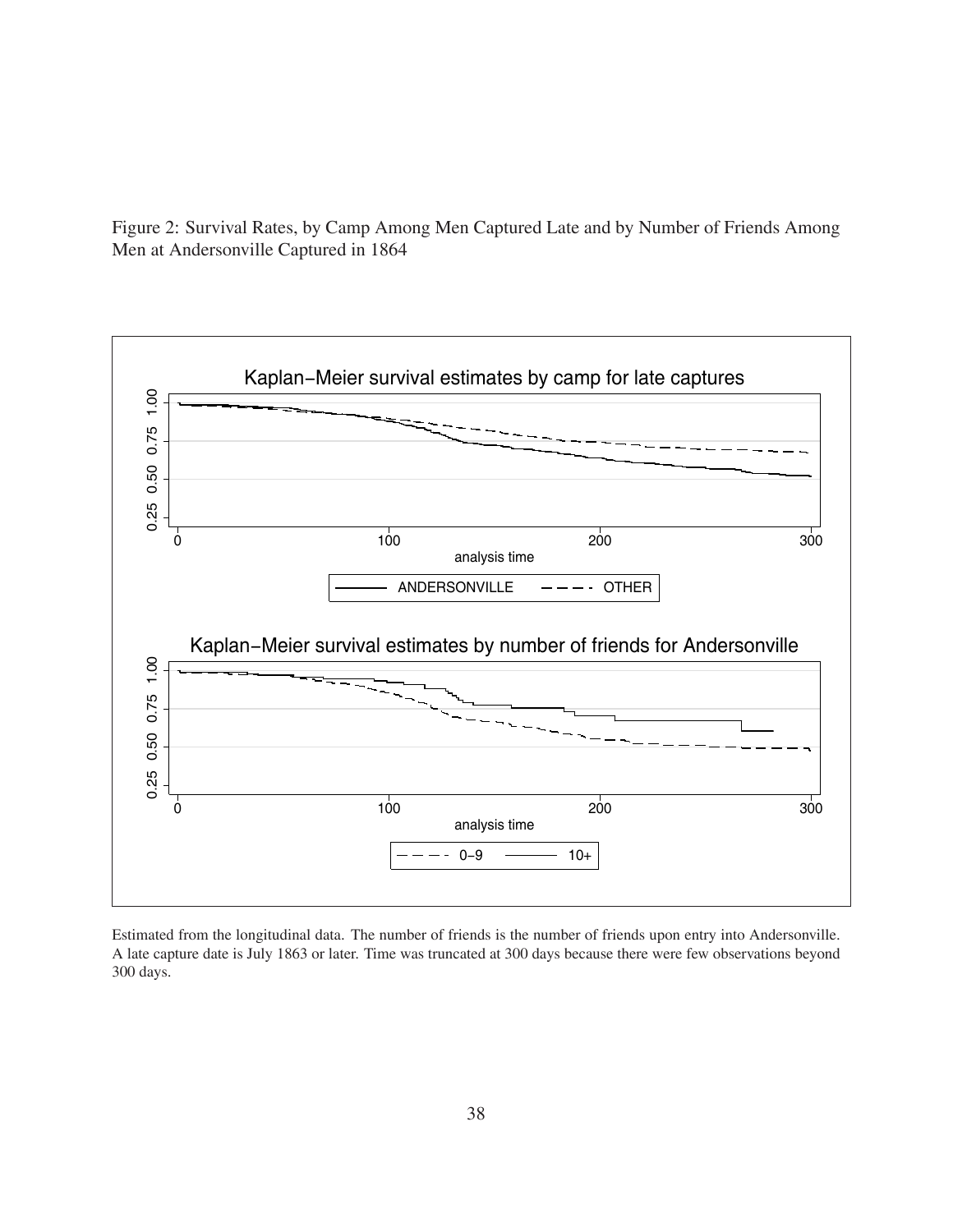Figure 2: Survival Rates, by Camp Among Men Captured Late and by Number of Friends Among Men at Andersonville Captured in 1864

Kaplan−Meier survival estimates by camp for late captures

0.25 0.50 0.75 1.00

0 100 200 300

analysis time

ANDERSONVILLE OTHER

Kaplan−Meier survival estimates by number of friends for Andersonville

0.25 0.50 0.75 1.00

0 100 200 300

analysis time

0−9 10+

Estimated from the longitudinal data. The number of friends is the number of friends upon entry into Andersonville. A late capture date is July 1863 or later. Time was truncated at 300 days because there were few observations beyond 300 days.